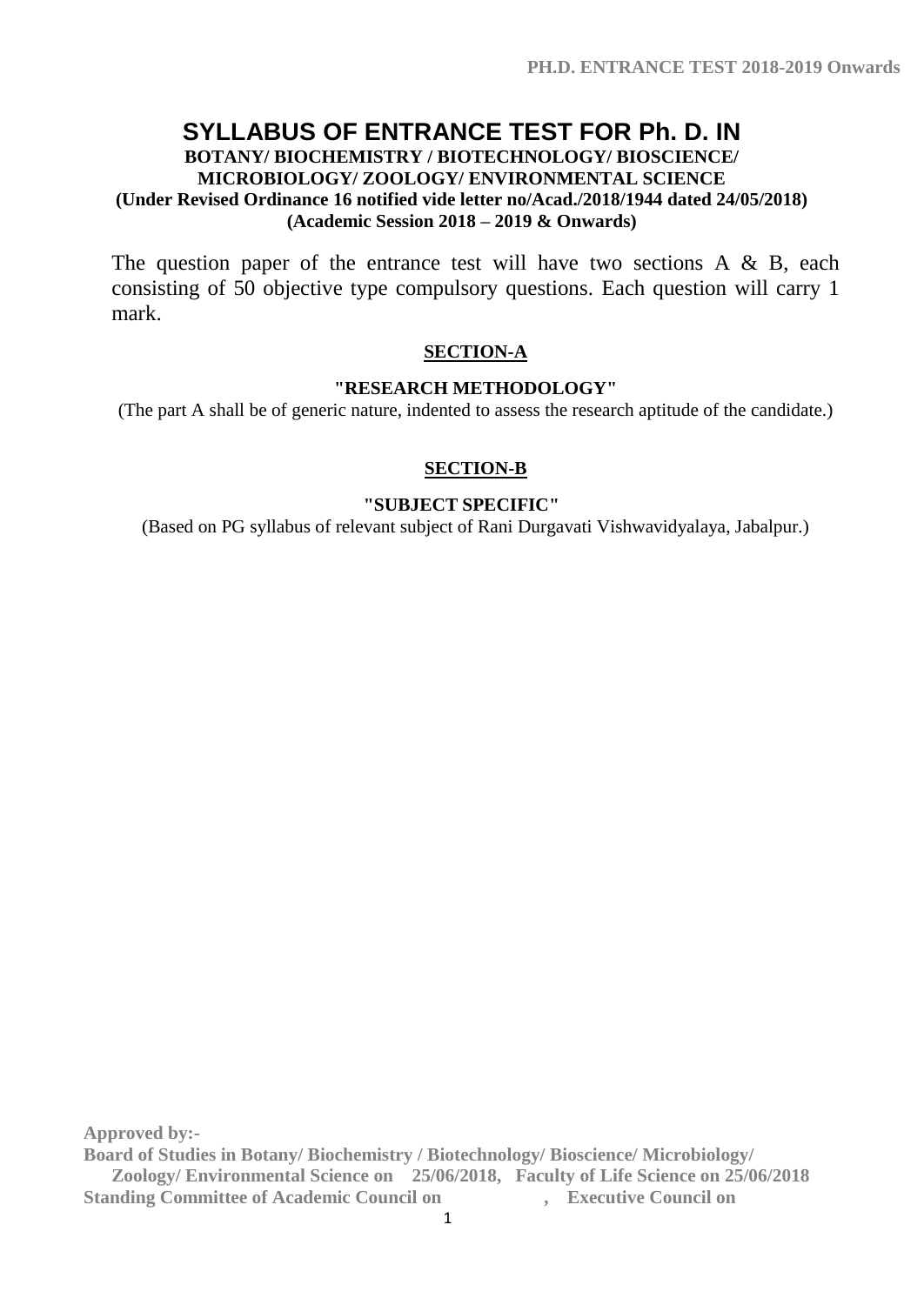# SYLLABUS OF ENTRANCE TEST FOR Ph. D. IN

**BOTANY/ BIOCHEMISTRY / BIOTECHNOLOGY/ BIOSCIENCE/ MICROBIOLOGY/ ZOOLOGY/ ENVIRONMENTAL SCIENCE**

**(Under Revised Ordinance 16 notified vide letter no/Acad./2018/1944 dated 24/05/2018)**

**(Academic Session 2018 – 2019 & Onwards)**

The question paper of the entrance test will have two sections A & B, each consisting of 50 objective type compulsory questions. Each question will carry 1 mark.

## SECTION-A

**"RESEARCH METHODOLOGY"**

(The part A shall be of generic nature, indented to assess the research aptitude of the candidate.)

## SECTION-B

**"SUBJECT SPECIFIC"**

(Based on PG syllabus of relevant subject of Rani Durgavati Vishwavidyalaya, Jabalpur.)

**Approved by:-**

**Board of Studies in Botany/ Biochemistry / Biotechnology/ Bioscience/ Microbiology/ Zoology/ Environmental Science on 25/06/2018, Faculty of Life Science on 25/06/2018**

**Standing Committee of Academic Council on , Executive Council on**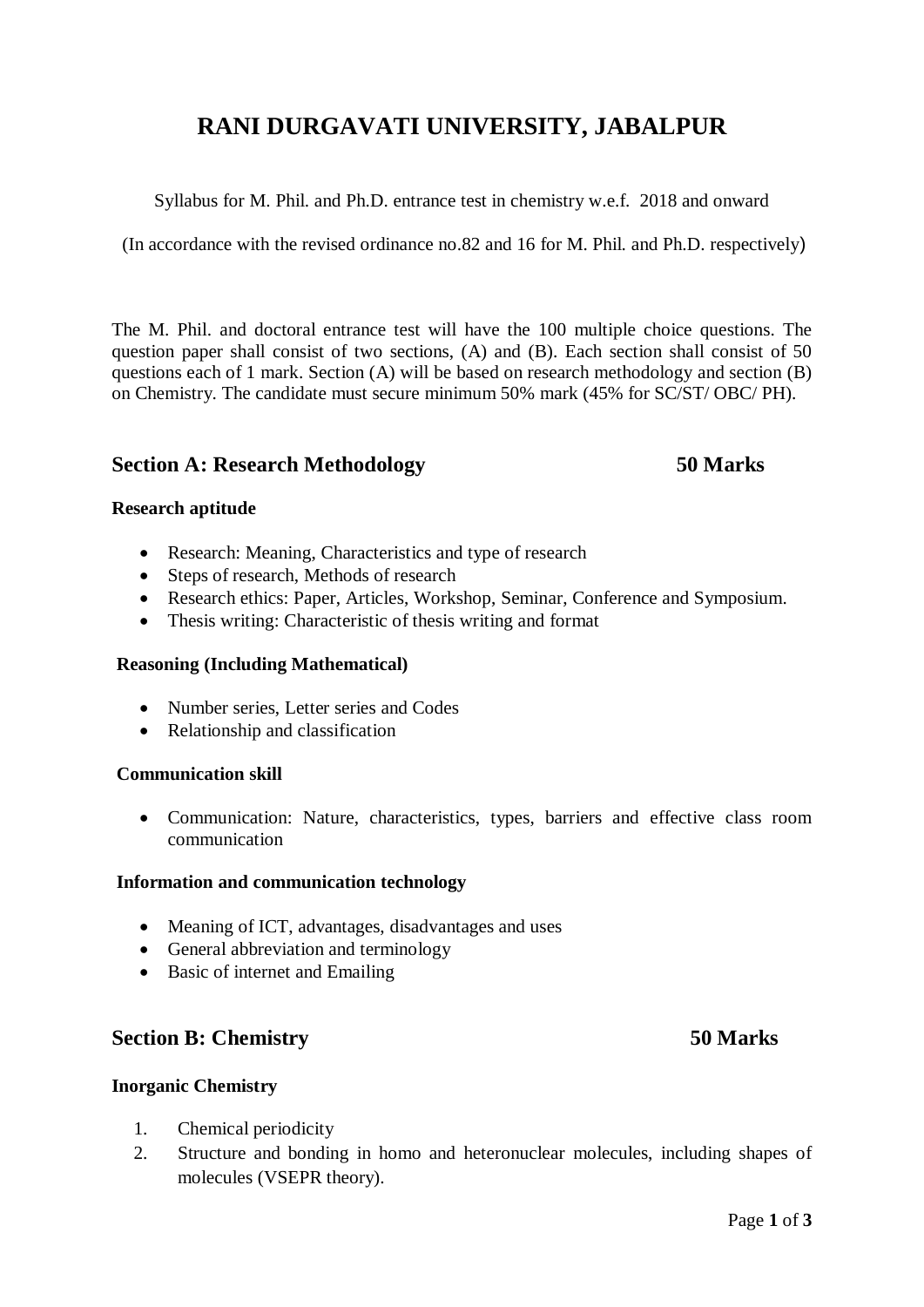# RANI DURGAVATI UNIVERSITY, JABALPUR

Syllabus for M. Phil. and Ph.D. entrance test in chemistry w.e.f. 2018 and onward

(In accordance with the revised ordinance no.82 and 16 for M. Phil. and Ph.D. respectively)

The M. Phil. and doctoral entrance test will have the 100 multiple choice questions. The question paper shall consist of two sections, (A) and (B). Each section shall consist of 50 questions each of 1 mark. Section (A) will be based on research methodology and section (B) on Chemistry. The candidate must secure minimum 50% mark (45% for SC/ST/ OBC/ PH).

## Section A: Research Methodology 50 Marks

**Research aptitude**

- Research: Meaning, Characteristics and type of research
- Steps of research, Methods of research
- Research ethics: Paper, Articles, Workshop, Seminar, Conference and Symposium.
- Thesis writing: Characteristic of thesis writing and format

**Reasoning (Including Mathematical)**

- Number series, Letter series and Codes
- Relationship and classification

**Communication skill**

- Communication: Nature, characteristics, types, barriers and effective class room communication

**Information and communication technology**

- Meaning of ICT, advantages, disadvantages and uses
- General abbreviation and terminology
- Basic of internet and Emailing

## Section B: Chemistry 50 Marks

**Inorganic Chemistry**

1. Chemical periodicity
2. Structure and bonding in homo and heteronuclear molecules, including shapes of molecules (VSEPR theory).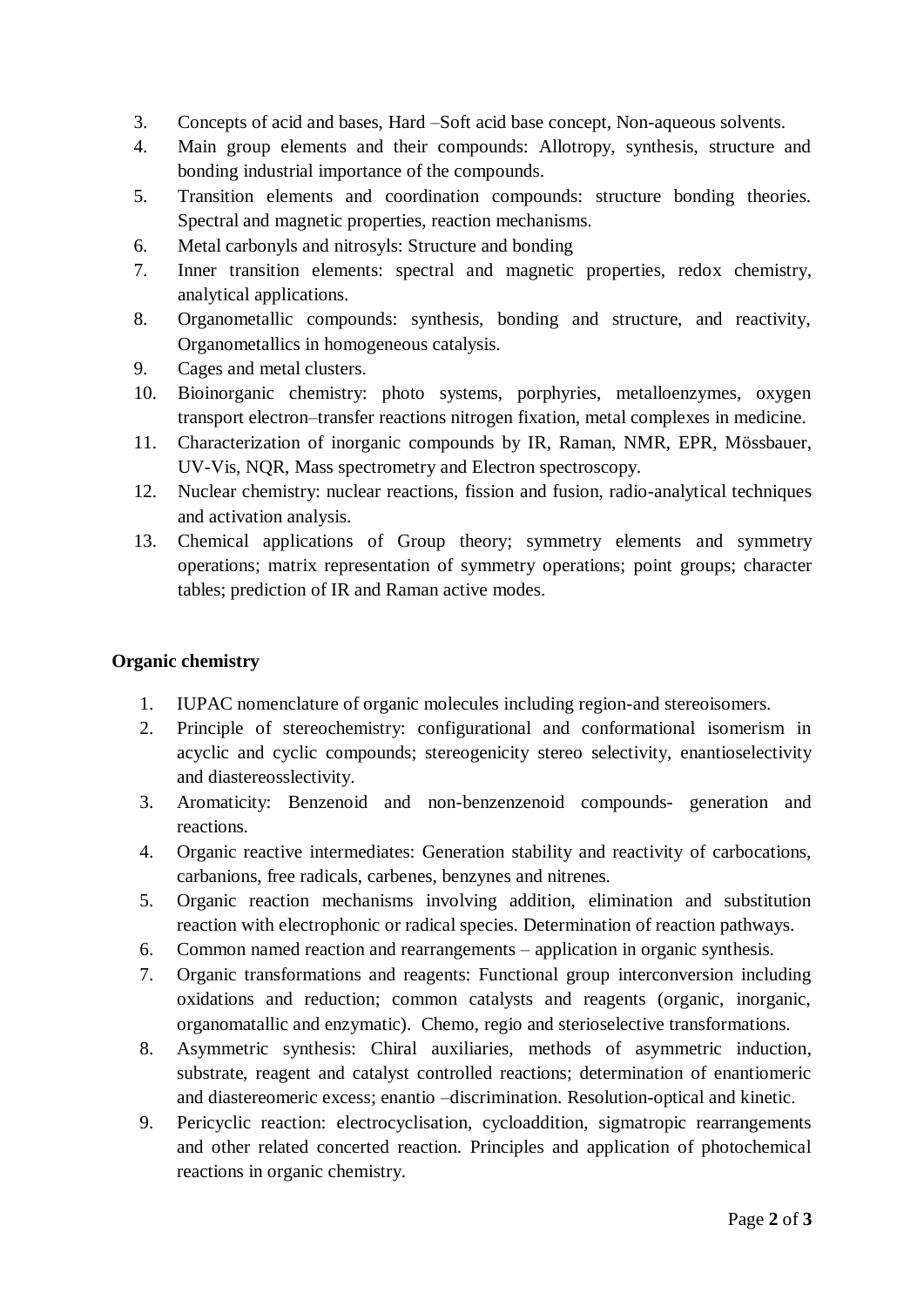3. Concepts of acid and bases, Hard –Soft acid base concept, Non-aqueous solvents.
4. Main group elements and their compounds: Allotropy, synthesis, structure and bonding industrial importance of the compounds.
5. Transition elements and coordination compounds: structure bonding theories. Spectral and magnetic properties, reaction mechanisms.
6. Metal carbonyls and nitrosyls: Structure and bonding
7. Inner transition elements: spectral and magnetic properties, redox chemistry, analytical applications.
8. Organometallic compounds: synthesis, bonding and structure, and reactivity, Organometallics in homogeneous catalysis.
9. Cages and metal clusters.
10. Bioinorganic chemistry: photo systems, porphyries, metalloenzymes, oxygen transport electron–transfer reactions nitrogen fixation, metal complexes in medicine.
11. Characterization of inorganic compounds by IR, Raman, NMR, EPR, Mössbauer, UV-Vis, NQR, Mass spectrometry and Electron spectroscopy.
12. Nuclear chemistry: nuclear reactions, fission and fusion, radio-analytical techniques and activation analysis.
13. Chemical applications of Group theory; symmetry elements and symmetry operations; matrix representation of symmetry operations; point groups; character tables; prediction of IR and Raman active modes.

**Organic chemistry**

1. IUPAC nomenclature of organic molecules including region-and stereoisomers.
2. Principle of stereochemistry: configurational and conformational isomerism in acyclic and cyclic compounds; stereogenicity stereo selectivity, enantioselectivity and diastereosslectivity.
3. Aromaticity: Benzenoid and non-benzenzenoid compounds- generation and reactions.
4. Organic reactive intermediates: Generation stability and reactivity of carbocations, carbanions, free radicals, carbenes, benzynes and nitrenes.
5. Organic reaction mechanisms involving addition, elimination and substitution reaction with electrophonic or radical species. Determination of reaction pathways.
6. Common named reaction and rearrangements – application in organic synthesis.
7. Organic transformations and reagents: Functional group interconversion including oxidations and reduction; common catalysts and reagents (organic, inorganic, organomatallic and enzymatic). Chemo, regio and sterioselective transformations.
8. Asymmetric synthesis: Chiral auxiliaries, methods of asymmetric induction, substrate, reagent and catalyst controlled reactions; determination of enantiomeric and diastereomeric excess; enantio –discrimination. Resolution-optical and kinetic.
9. Pericyclic reaction: electrocyclisation, cycloaddition, sigmatropic rearrangements and other related concerted reaction. Principles and application of photochemical reactions in organic chemistry.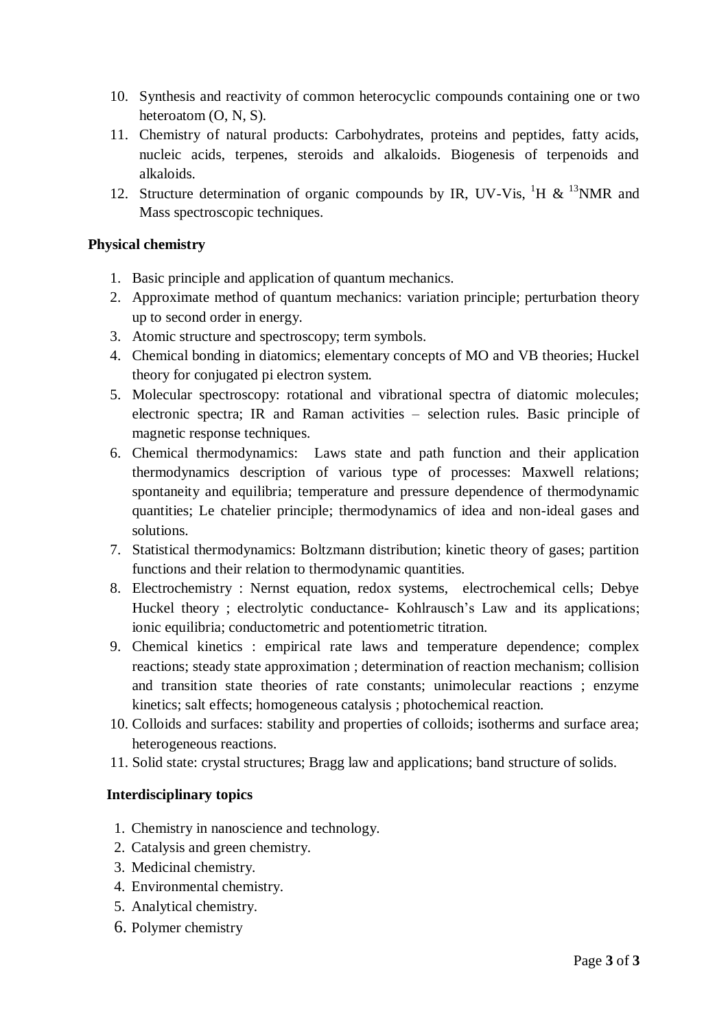10. Synthesis and reactivity of common heterocyclic compounds containing one or two heteroatom (O, N, S).
11. Chemistry of natural products: Carbohydrates, proteins and peptides, fatty acids, nucleic acids, terpenes, steroids and alkaloids. Biogenesis of terpenoids and alkaloids.
12. Structure determination of organic compounds by IR, UV-Vis, $^{1}H$ & $^{13}NMR$ and Mass spectroscopic techniques.

**Physical chemistry**

1. Basic principle and application of quantum mechanics.
2. Approximate method of quantum mechanics: variation principle; perturbation theory up to second order in energy.
3. Atomic structure and spectroscopy; term symbols.
4. Chemical bonding in diatomics; elementary concepts of MO and VB theories; Huckel theory for conjugated pi electron system.
5. Molecular spectroscopy: rotational and vibrational spectra of diatomic molecules; electronic spectra; IR and Raman activities – selection rules. Basic principle of magnetic response techniques.
6. Chemical thermodynamics: Laws state and path function and their application thermodynamics description of various type of processes: Maxwell relations; spontaneity and equilibria; temperature and pressure dependence of thermodynamic quantities; Le chatelier principle; thermodynamics of idea and non-ideal gases and solutions.
7. Statistical thermodynamics: Boltzmann distribution; kinetic theory of gases; partition functions and their relation to thermodynamic quantities.
8. Electrochemistry : Nernst equation, redox systems, electrochemical cells; Debye Huckel theory ; electrolytic conductance- Kohlrausch's Law and its applications; ionic equilibria; conductometric and potentiometric titration.
9. Chemical kinetics : empirical rate laws and temperature dependence; complex reactions; steady state approximation ; determination of reaction mechanism; collision and transition state theories of rate constants; unimolecular reactions ; enzyme kinetics; salt effects; homogeneous catalysis ; photochemical reaction.
10. Colloids and surfaces: stability and properties of colloids; isotherms and surface area; heterogeneous reactions.
11. Solid state: crystal structures; Bragg law and applications; band structure of solids.

**Interdisciplinary topics**

1. Chemistry in nanoscience and technology.
2. Catalysis and green chemistry.
3. Medicinal chemistry.
4. Environmental chemistry.
5. Analytical chemistry.
6. Polymer chemistry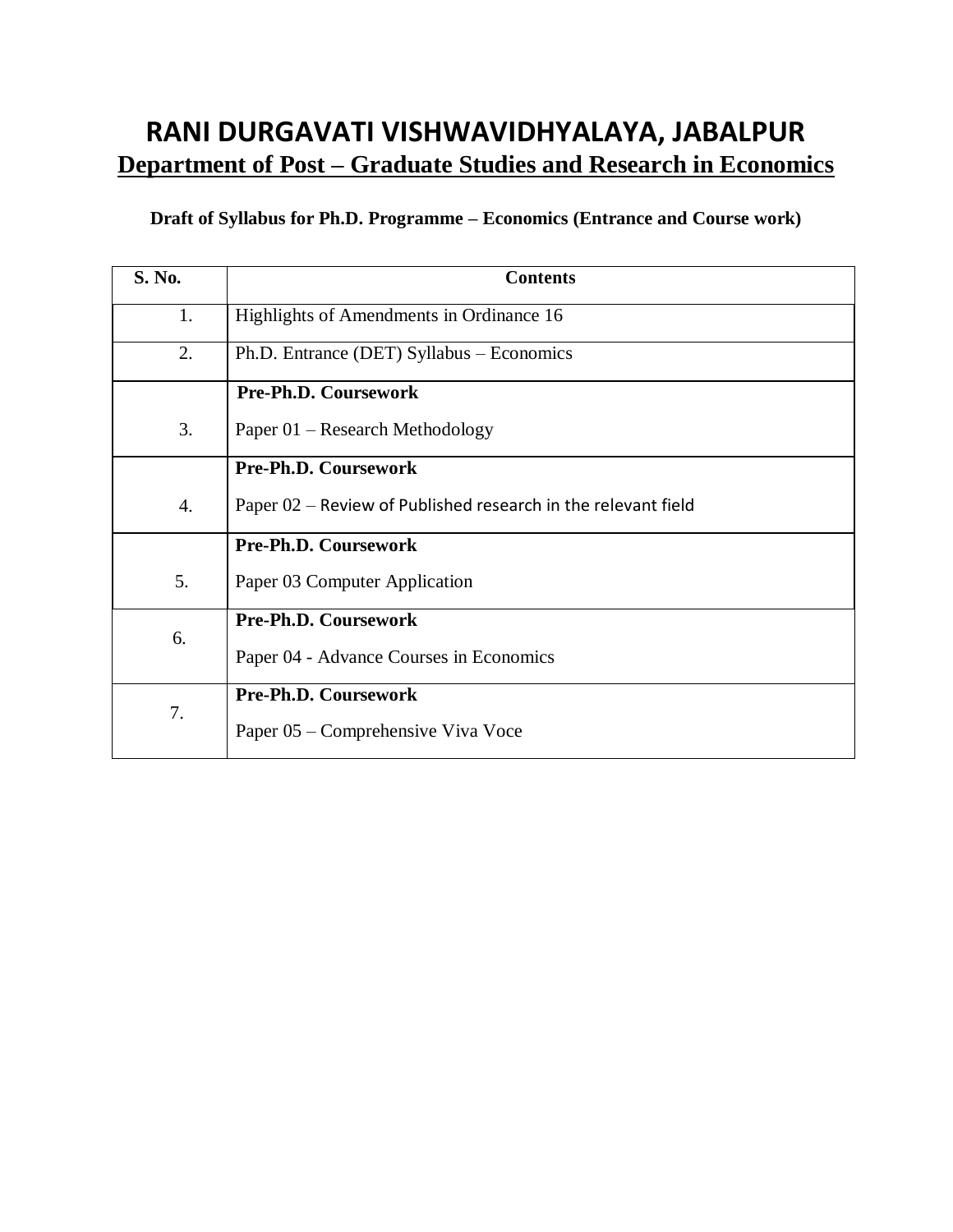# RANI DURGAVATI VISHWAVIDHYALAYA, JABALPUR

## Department of Post – Graduate Studies and Research in Economics

**Draft of Syllabus for Ph.D. Programme – Economics (Entrance and Course work)**

| S. No. | Contents |
|---|---|
| 1. | Highlights of Amendments in Ordinance 16 |
| 2. | Ph.D. Entrance (DET) Syllabus – Economics |
| 3. | **Pre-Ph.D. Coursework**<br>Paper 01 – Research Methodology |
| 4. | **Pre-Ph.D. Coursework**<br>Paper 02 – Review of Published research in the relevant field |
| 5. | **Pre-Ph.D. Coursework**<br>Paper 03 Computer Application |
| 6. | **Pre-Ph.D. Coursework**<br>Paper 04 - Advance Courses in Economics |
| 7. | **Pre-Ph.D. Coursework**<br>Paper 05 – Comprehensive Viva Voce |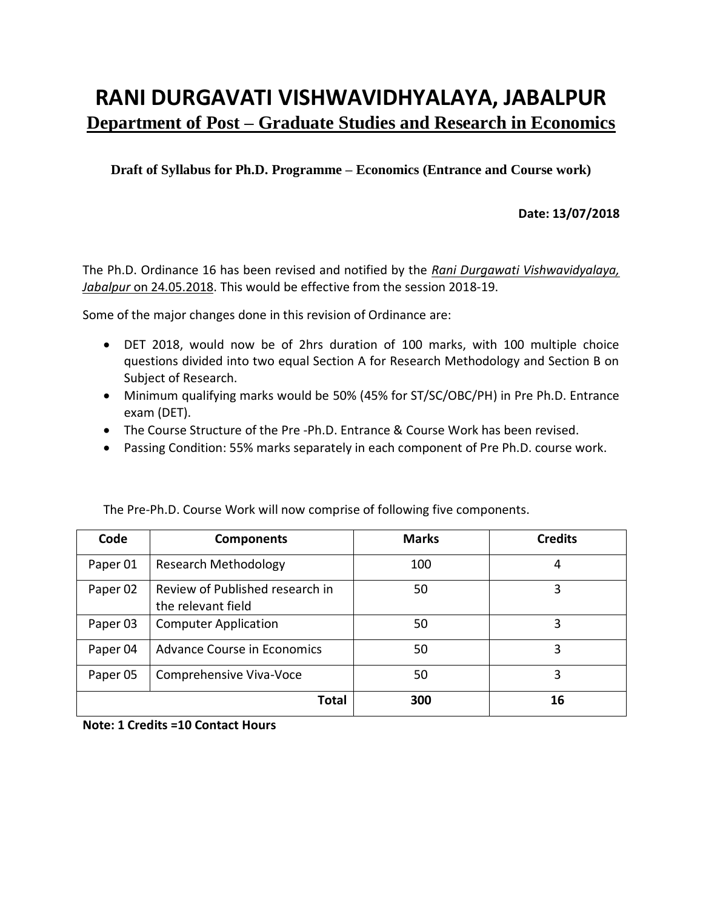# RANI DURGAVATI VISHWAVIDHYALAYA, JABALPUR

## Department of Post – Graduate Studies and Research in Economics

**Draft of Syllabus for Ph.D. Programme – Economics (Entrance and Course work)**

**Date: 13/07/2018**

The Ph.D. Ordinance 16 has been revised and notified by the *Rani Durgawati Vishwavidyalaya, Jabalpur* on 24.05.2018. This would be effective from the session 2018-19.

Some of the major changes done in this revision of Ordinance are:

- DET 2018, would now be of 2hrs duration of 100 marks, with 100 multiple choice questions divided into two equal Section A for Research Methodology and Section B on Subject of Research.
- Minimum qualifying marks would be 50% (45% for ST/SC/OBC/PH) in Pre Ph.D. Entrance exam (DET).
- The Course Structure of the Pre -Ph.D. Entrance & Course Work has been revised.
- Passing Condition: 55% marks separately in each component of Pre Ph.D. course work.

The Pre-Ph.D. Course Work will now comprise of following five components.

| Code | Components | Marks | Credits |
|---|---|---|---|
| Paper 01 | Research Methodology | 100 | 4 |
| Paper 02 | Review of Published research in the relevant field | 50 | 3 |
| Paper 03 | Computer Application | 50 | 3 |
| Paper 04 | Advance Course in Economics | 50 | 3 |
| Paper 05 | Comprehensive Viva-Voce | 50 | 3 |
| | **Total** | **300** | **16** |

**Note: 1 Credits =10 Contact Hours**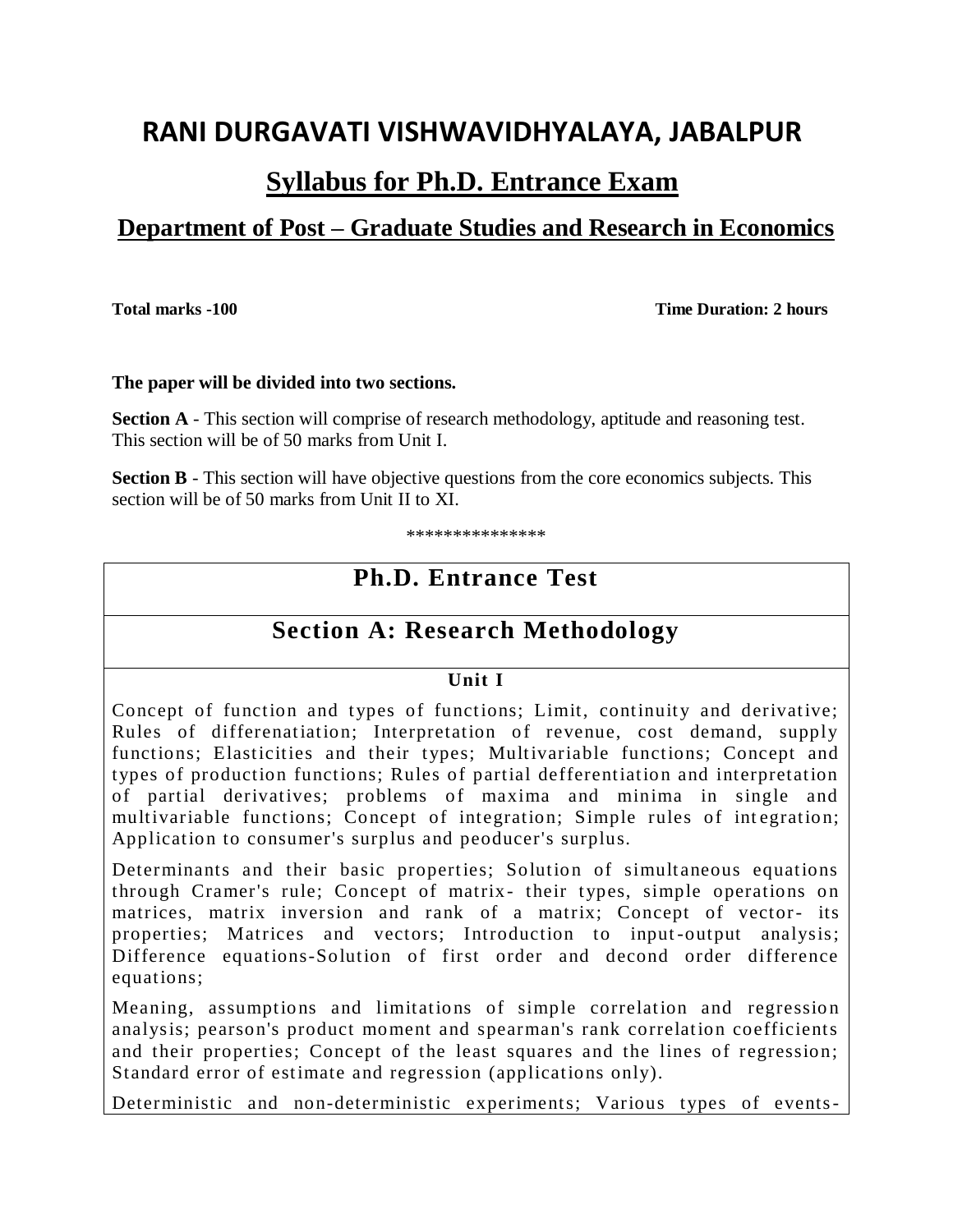# RANI DURGAVATI VISHWAVIDHYALAYA, JABALPUR

## Syllabus for Ph.D. Entrance Exam

## Department of Post – Graduate Studies and Research in Economics

**Total marks -100** **Time Duration: 2 hours**

**The paper will be divided into two sections.**

**Section A** - This section will comprise of research methodology, aptitude and reasoning test. This section will be of 50 marks from Unit I.

**Section B** - This section will have objective questions from the core economics subjects. This section will be of 50 marks from Unit II to XI.

***************

## Ph.D. Entrance Test

## Section A: Research Methodology

### Unit I

Concept of function and types of functions; Limit, continuity and derivative; Rules of differenatiation; Interpretation of revenue, cost demand, supply functions; Elasticities and their types; Multivariable functions; Concept and types of production functions; Rules of partial defferentiation and interpretation of partial derivatives; problems of maxima and minima in single and multivariable functions; Concept of integration; Simple rules of integration; Application to consumer's surplus and peoducer's surplus.

Determinants and their basic properties; Solution of simultaneous equations through Cramer's rule; Concept of matrix- their types, simple operations on matrices, matrix inversion and rank of a matrix; Concept of vector- its properties; Matrices and vectors; Introduction to input-output analysis; Difference equations-Solution of first order and decond order difference equations;

Meaning, assumptions and limitations of simple correlation and regression analysis; pearson's product moment and spearman's rank correlation coefficients and their properties; Concept of the least squares and the lines of regression; Standard error of estimate and regression (applications only).

Deterministic and non-deterministic experiments; Various types of events-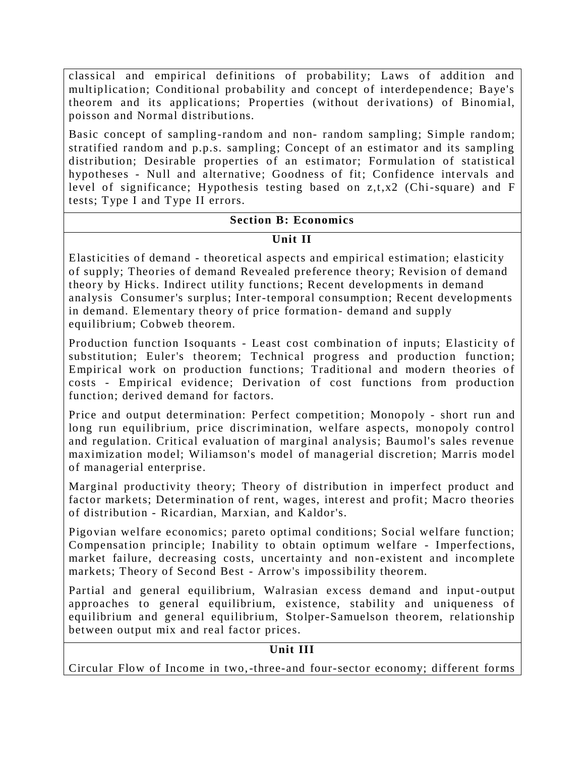classical and empirical definitions of probability; Laws of addition and multiplication; Conditional probability and concept of interdependence; Baye's theorem and its applications; Properties (without derivations) of Binomial, poisson and Normal distributions.

Basic concept of sampling-random and non- random sampling; Simple random; stratified random and p.p.s. sampling; Concept of an estimator and its sampling distribution; Desirable properties of an estimator; Formulation of statistical hypotheses - Null and alternative; Goodness of fit; Confidence intervals and level of significance; Hypothesis testing based on z,t,x2 (Chi-square) and F tests; Type I and Type II errors.

## Section B: Economics

### Unit II

Elasticities of demand - theoretical aspects and empirical estimation; elasticity of supply; Theories of demand Revealed preference theory; Revision of demand theory by Hicks. Indirect utility functions; Recent developments in demand analysis Consumer's surplus; Inter-temporal consumption; Recent developments in demand. Elementary theory of price formation- demand and supply equilibrium; Cobweb theorem.

Production function Isoquants - Least cost combination of inputs; Elasticity of substitution; Euler's theorem; Technical progress and production function; Empirical work on production functions; Traditional and modern theories of costs - Empirical evidence; Derivation of cost functions from production function; derived demand for factors.

Price and output determination: Perfect competition; Monopoly - short run and long run equilibrium, price discrimination, welfare aspects, monopoly control and regulation. Critical evaluation of marginal analysis; Baumol's sales revenue maximization model; Wiliamson's model of managerial discretion; Marris model of managerial enterprise.

Marginal productivity theory; Theory of distribution in imperfect product and factor markets; Determination of rent, wages, interest and profit; Macro theories of distribution - Ricardian, Marxian, and Kaldor's.

Pigovian welfare economics; pareto optimal conditions; Social welfare function; Compensation principle; Inability to obtain optimum welfare - Imperfections, market failure, decreasing costs, uncertainty and non-existent and incomplete markets; Theory of Second Best - Arrow's impossibility theorem.

Partial and general equilibrium, Walrasian excess demand and input-output approaches to general equilibrium, existence, stability and uniqueness of equilibrium and general equilibrium, Stolper-Samuelson theorem, relationship between output mix and real factor prices.

### Unit III

Circular Flow of Income in two,-three-and four-sector economy; different forms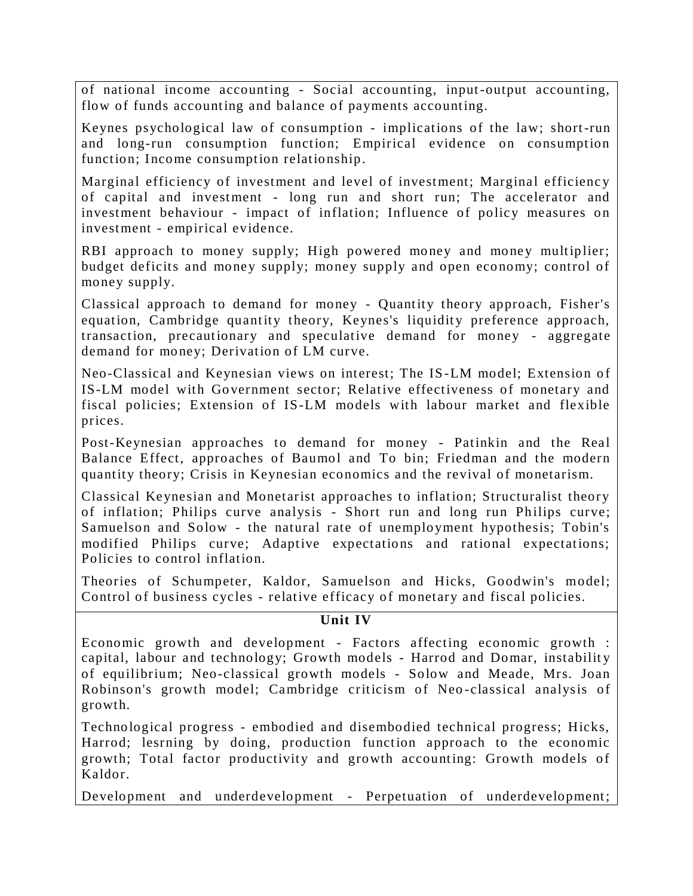of national income accounting - Social accounting, input-output accounting, flow of funds accounting and balance of payments accounting.

Keynes psychological law of consumption - implications of the law; short-run and long-run consumption function; Empirical evidence on consumption function; Income consumption relationship.

Marginal efficiency of investment and level of investment; Marginal efficiency of capital and investment - long run and short run; The accelerator and investment behaviour - impact of inflation; Influence of policy measures on investment - empirical evidence.

RBI approach to money supply; High powered money and money multiplier; budget deficits and money supply; money supply and open economy; control of money supply.

Classical approach to demand for money - Quantity theory approach, Fisher's equation, Cambridge quantity theory, Keynes's liquidity preference approach, transaction, precautionary and speculative demand for money - aggregate demand for money; Derivation of LM curve.

Neo-Classical and Keynesian views on interest; The IS-LM model; Extension of IS-LM model with Government sector; Relative effectiveness of monetary and fiscal policies; Extension of IS-LM models with labour market and flexible prices.

Post-Keynesian approaches to demand for money - Patinkin and the Real Balance Effect, approaches of Baumol and To bin; Friedman and the modern quantity theory; Crisis in Keynesian economics and the revival of monetarism.

Classical Keynesian and Monetarist approaches to inflation; Structuralist theory of inflation; Philips curve analysis - Short run and long run Philips curve; Samuelson and Solow - the natural rate of unemployment hypothesis; Tobin's modified Philips curve; Adaptive expectations and rational expectations; Policies to control inflation.

Theories of Schumpeter, Kaldor, Samuelson and Hicks, Goodwin's model; Control of business cycles - relative efficacy of monetary and fiscal policies.

**Unit IV**

Economic growth and development - Factors affecting economic growth : capital, labour and technology; Growth models - Harrod and Domar, instability of equilibrium; Neo-classical growth models - Solow and Meade, Mrs. Joan Robinson's growth model; Cambridge criticism of Neo-classical analysis of growth.

Technological progress - embodied and disembodied technical progress; Hicks, Harrod; lesrning by doing, production function approach to the economic growth; Total factor productivity and growth accounting: Growth models of Kaldor.

Development and underdevelopment - Perpetuation of underdevelopment;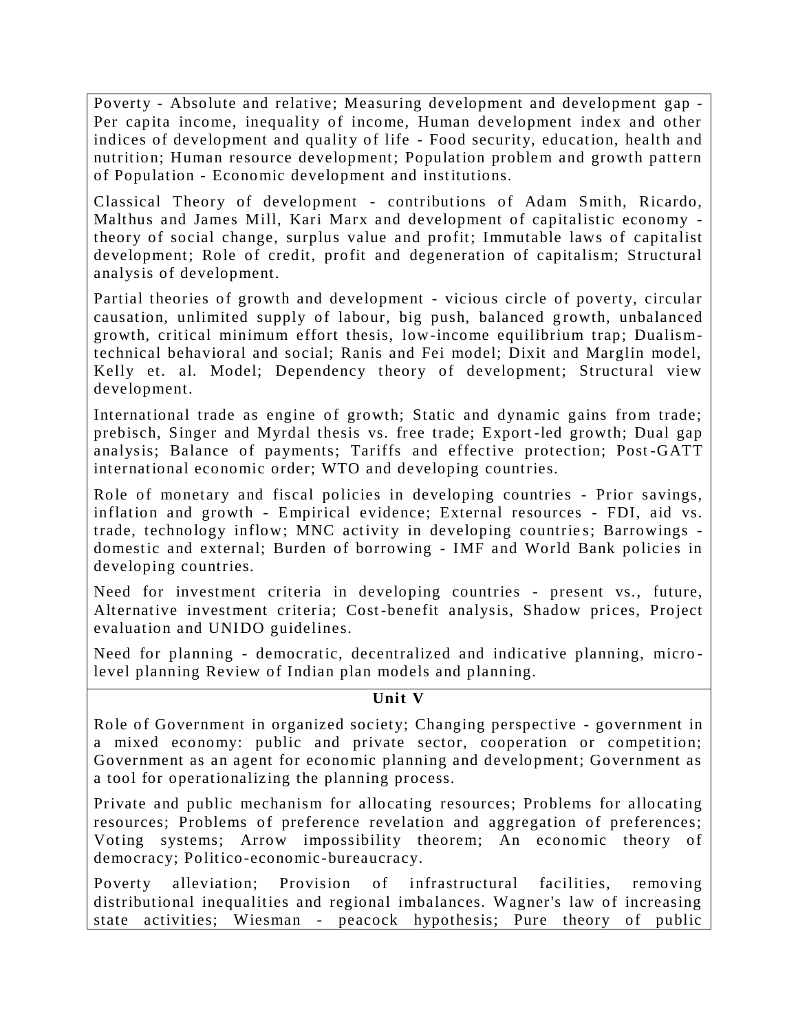Poverty - Absolute and relative; Measuring development and development gap - Per capita income, inequality of income, Human development index and other indices of development and quality of life - Food security, education, health and nutrition; Human resource development; Population problem and growth pattern of Population - Economic development and institutions.

Classical Theory of development - contributions of Adam Smith, Ricardo, Malthus and James Mill, Kari Marx and development of capitalistic economy - theory of social change, surplus value and profit; Immutable laws of capitalist development; Role of credit, profit and degeneration of capitalism; Structural analysis of development.

Partial theories of growth and development - vicious circle of poverty, circular causation, unlimited supply of labour, big push, balanced growth, unbalanced growth, critical minimum effort thesis, low-income equilibrium trap; Dualism-technical behavioral and social; Ranis and Fei model; Dixit and Marglin model, Kelly et. al. Model; Dependency theory of development; Structural view development.

International trade as engine of growth; Static and dynamic gains from trade; prebisch, Singer and Myrdal thesis vs. free trade; Export-led growth; Dual gap analysis; Balance of payments; Tariffs and effective protection; Post-GATT international economic order; WTO and developing countries.

Role of monetary and fiscal policies in developing countries - Prior savings, inflation and growth - Empirical evidence; External resources - FDI, aid vs. trade, technology inflow; MNC activity in developing countries; Barrowings - domestic and external; Burden of borrowing - IMF and World Bank policies in developing countries.

Need for investment criteria in developing countries - present vs., future, Alternative investment criteria; Cost-benefit analysis, Shadow prices, Project evaluation and UNIDO guidelines.

Need for planning - democratic, decentralized and indicative planning, micro-level planning Review of Indian plan models and planning.

**Unit V**

Role of Government in organized society; Changing perspective - government in a mixed economy: public and private sector, cooperation or competition; Government as an agent for economic planning and development; Government as a tool for operationalizing the planning process.

Private and public mechanism for allocating resources; Problems for allocating resources; Problems of preference revelation and aggregation of preferences; Voting systems; Arrow impossibility theorem; An economic theory of democracy; Politico-economic-bureaucracy.

Poverty alleviation; Provision of infrastructural facilities, removing distributional inequalities and regional imbalances. Wagner's law of increasing state activities; Wiesman - peacock hypothesis; Pure theory of public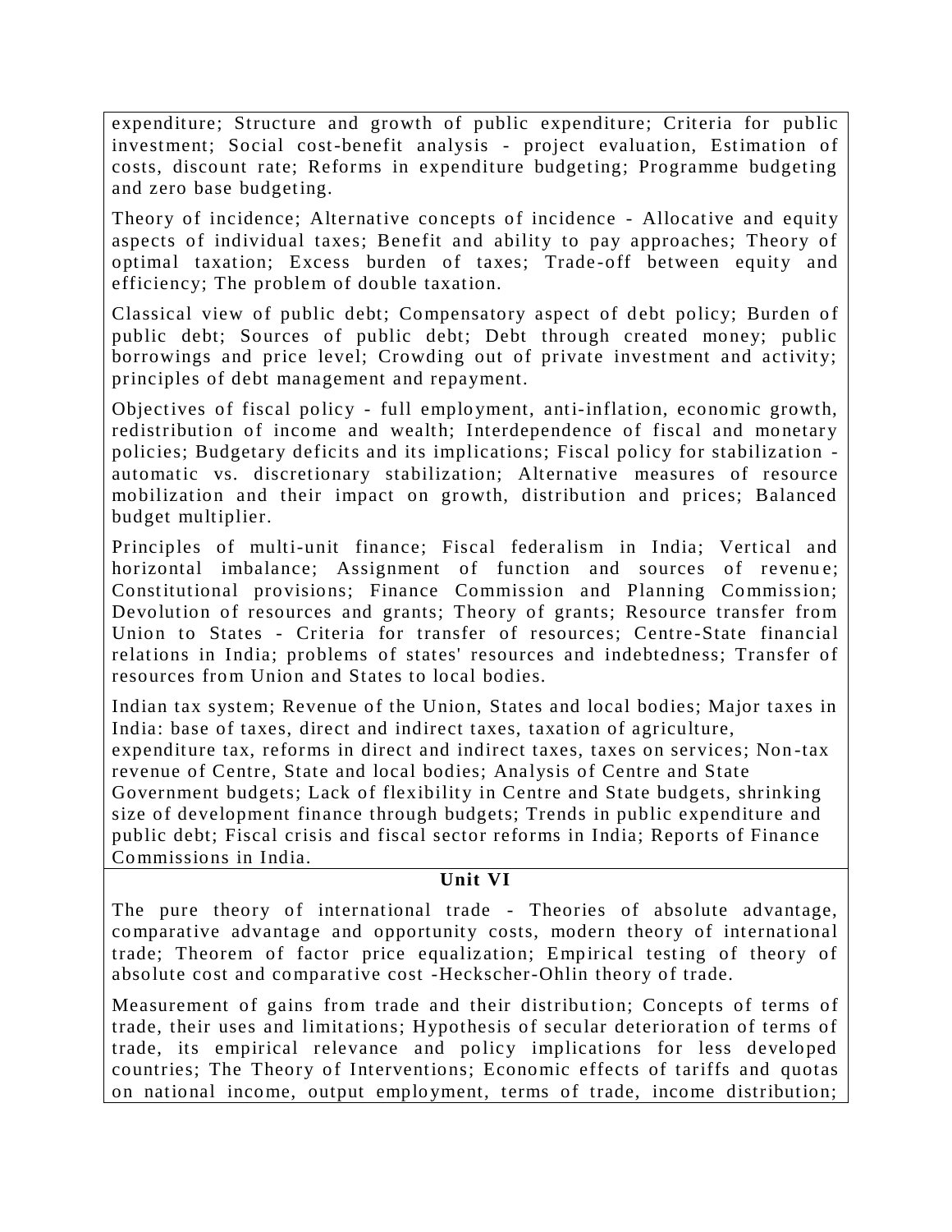expenditure; Structure and growth of public expenditure; Criteria for public investment; Social cost-benefit analysis - project evaluation, Estimation of costs, discount rate; Reforms in expenditure budgeting; Programme budgeting and zero base budgeting.

Theory of incidence; Alternative concepts of incidence - Allocative and equity aspects of individual taxes; Benefit and ability to pay approaches; Theory of optimal taxation; Excess burden of taxes; Trade-off between equity and efficiency; The problem of double taxation.

Classical view of public debt; Compensatory aspect of debt policy; Burden of public debt; Sources of public debt; Debt through created money; public borrowings and price level; Crowding out of private investment and activity; principles of debt management and repayment.

Objectives of fiscal policy - full employment, anti-inflation, economic growth, redistribution of income and wealth; Interdependence of fiscal and monetary policies; Budgetary deficits and its implications; Fiscal policy for stabilization - automatic vs. discretionary stabilization; Alternative measures of resource mobilization and their impact on growth, distribution and prices; Balanced budget multiplier.

Principles of multi-unit finance; Fiscal federalism in India; Vertical and horizontal imbalance; Assignment of function and sources of revenue; Constitutional provisions; Finance Commission and Planning Commission; Devolution of resources and grants; Theory of grants; Resource transfer from Union to States - Criteria for transfer of resources; Centre-State financial relations in India; problems of states' resources and indebtedness; Transfer of resources from Union and States to local bodies.

Indian tax system; Revenue of the Union, States and local bodies; Major taxes in India: base of taxes, direct and indirect taxes, taxation of agriculture, expenditure tax, reforms in direct and indirect taxes, taxes on services; Non-tax revenue of Centre, State and local bodies; Analysis of Centre and State Government budgets; Lack of flexibility in Centre and State budgets, shrinking size of development finance through budgets; Trends in public expenditure and public debt; Fiscal crisis and fiscal sector reforms in India; Reports of Finance Commissions in India.

## Unit VI

The pure theory of international trade - Theories of absolute advantage, comparative advantage and opportunity costs, modern theory of international trade; Theorem of factor price equalization; Empirical testing of theory of absolute cost and comparative cost -Heckscher-Ohlin theory of trade.

Measurement of gains from trade and their distribution; Concepts of terms of trade, their uses and limitations; Hypothesis of secular deterioration of terms of trade, its empirical relevance and policy implications for less developed countries; The Theory of Interventions; Economic effects of tariffs and quotas on national income, output employment, terms of trade, income distribution;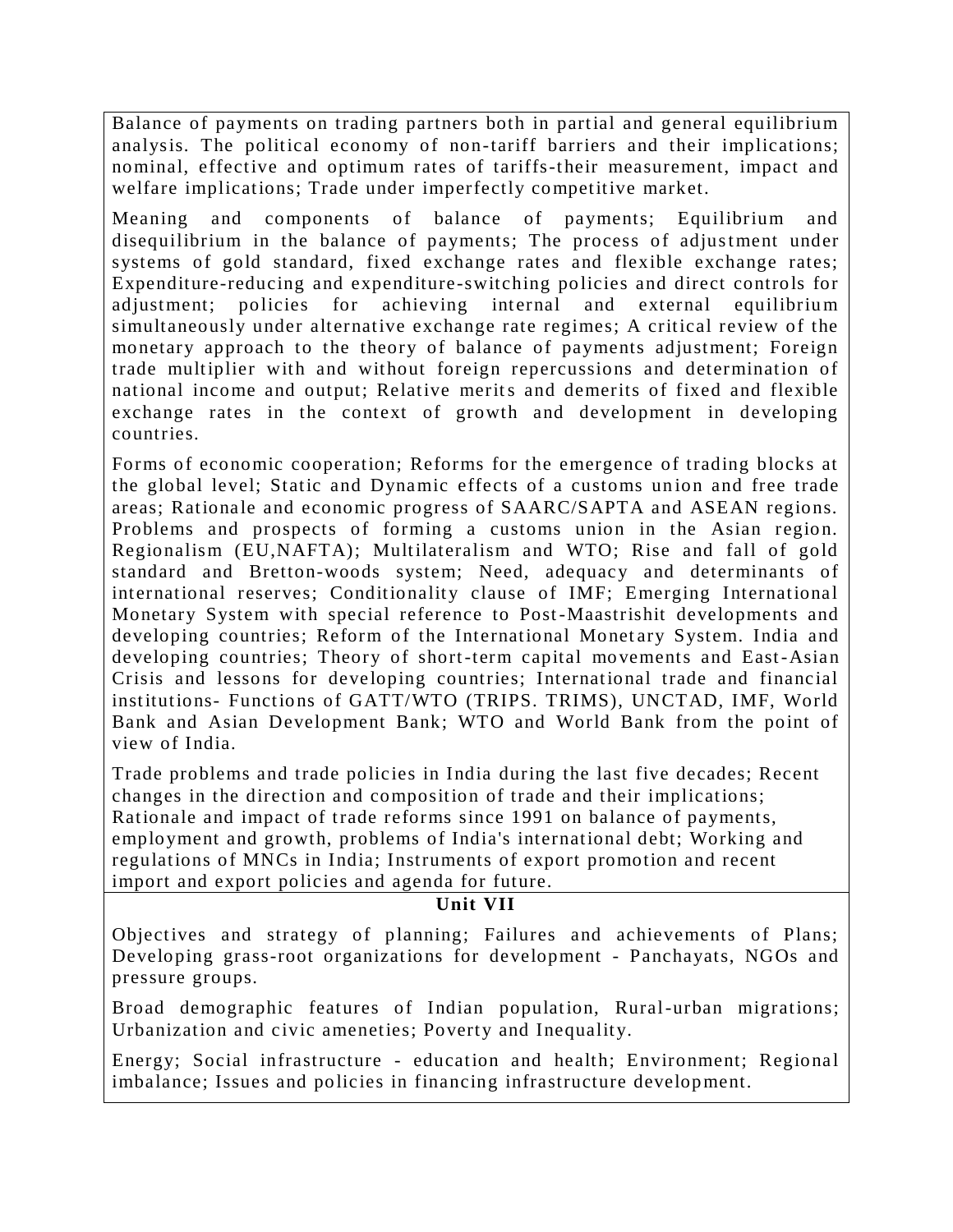Balance of payments on trading partners both in partial and general equilibrium analysis. The political economy of non-tariff barriers and their implications; nominal, effective and optimum rates of tariffs-their measurement, impact and welfare implications; Trade under imperfectly competitive market.

Meaning and components of balance of payments; Equilibrium and disequilibrium in the balance of payments; The process of adjustment under systems of gold standard, fixed exchange rates and flexible exchange rates; Expenditure-reducing and expenditure-switching policies and direct controls for adjustment; policies for achieving internal and external equilibrium simultaneously under alternative exchange rate regimes; A critical review of the monetary approach to the theory of balance of payments adjustment; Foreign trade multiplier with and without foreign repercussions and determination of national income and output; Relative merits and demerits of fixed and flexible exchange rates in the context of growth and development in developing countries.

Forms of economic cooperation; Reforms for the emergence of trading blocks at the global level; Static and Dynamic effects of a customs union and free trade areas; Rationale and economic progress of SAARC/SAPTA and ASEAN regions. Problems and prospects of forming a customs union in the Asian region. Regionalism (EU,NAFTA); Multilateralism and WTO; Rise and fall of gold standard and Bretton-woods system; Need, adequacy and determinants of international reserves; Conditionality clause of IMF; Emerging International Monetary System with special reference to Post-Maastrishit developments and developing countries; Reform of the International Monetary System. India and developing countries; Theory of short-term capital movements and East-Asian Crisis and lessons for developing countries; International trade and financial institutions- Functions of GATT/WTO (TRIPS. TRIMS), UNCTAD, IMF, World Bank and Asian Development Bank; WTO and World Bank from the point of view of India.

Trade problems and trade policies in India during the last five decades; Recent changes in the direction and composition of trade and their implications; Rationale and impact of trade reforms since 1991 on balance of payments, employment and growth, problems of India's international debt; Working and regulations of MNCs in India; Instruments of export promotion and recent import and export policies and agenda for future.

## Unit VII

Objectives and strategy of planning; Failures and achievements of Plans; Developing grass-root organizations for development - Panchayats, NGOs and pressure groups.

Broad demographic features of Indian population, Rural-urban migrations; Urbanization and civic ameneties; Poverty and Inequality.

Energy; Social infrastructure - education and health; Environment; Regional imbalance; Issues and policies in financing infrastructure development.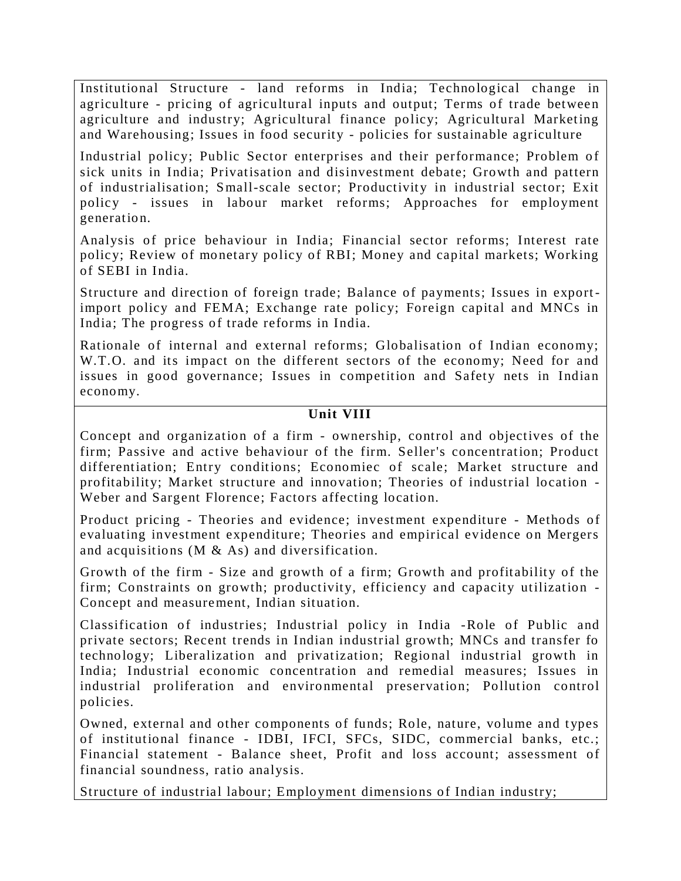Institutional Structure - land reforms in India; Technological change in agriculture - pricing of agricultural inputs and output; Terms of trade between agriculture and industry; Agricultural finance policy; Agricultural Marketing and Warehousing; Issues in food security - policies for sustainable agriculture

Industrial policy; Public Sector enterprises and their performance; Problem of sick units in India; Privatisation and disinvestment debate; Growth and pattern of industrialisation; Small-scale sector; Productivity in industrial sector; Exit policy - issues in labour market reforms; Approaches for employment generation.

Analysis of price behaviour in India; Financial sector reforms; Interest rate policy; Review of monetary policy of RBI; Money and capital markets; Working of SEBI in India.

Structure and direction of foreign trade; Balance of payments; Issues in export-import policy and FEMA; Exchange rate policy; Foreign capital and MNCs in India; The progress of trade reforms in India.

Rationale of internal and external reforms; Globalisation of Indian economy; W.T.O. and its impact on the different sectors of the economy; Need for and issues in good governance; Issues in competition and Safety nets in Indian economy.

## Unit VIII

Concept and organization of a firm - ownership, control and objectives of the firm; Passive and active behaviour of the firm. Seller's concentration; Product differentiation; Entry conditions; Economiec of scale; Market structure and profitability; Market structure and innovation; Theories of industrial location - Weber and Sargent Florence; Factors affecting location.

Product pricing - Theories and evidence; investment expenditure - Methods of evaluating investment expenditure; Theories and empirical evidence on Mergers and acquisitions (M & As) and diversification.

Growth of the firm - Size and growth of a firm; Growth and profitability of the firm; Constraints on growth; productivity, efficiency and capacity utilization - Concept and measurement, Indian situation.

Classification of industries; Industrial policy in India -Role of Public and private sectors; Recent trends in Indian industrial growth; MNCs and transfer fo technology; Liberalization and privatization; Regional industrial growth in India; Industrial economic concentration and remedial measures; Issues in industrial proliferation and environmental preservation; Pollution control policies.

Owned, external and other components of funds; Role, nature, volume and types of institutional finance - IDBI, IFCI, SFCs, SIDC, commercial banks, etc.; Financial statement - Balance sheet, Profit and loss account; assessment of financial soundness, ratio analysis.

Structure of industrial labour; Employment dimensions of Indian industry;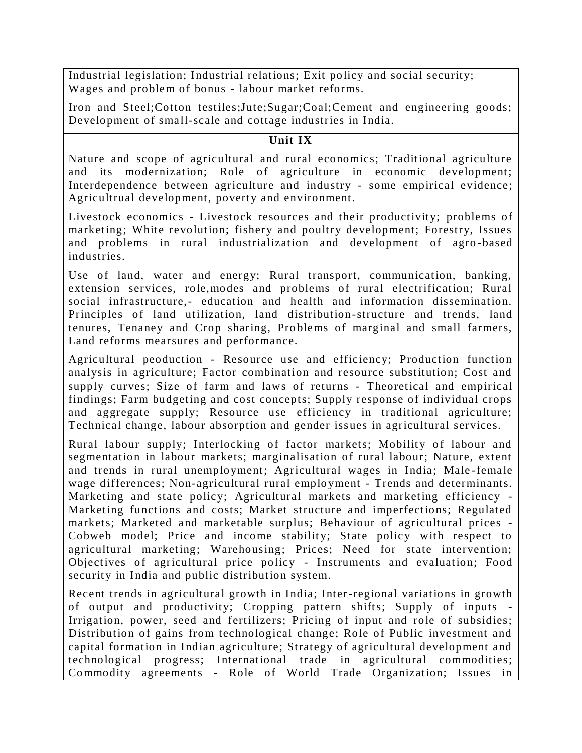Industrial legislation; Industrial relations; Exit policy and social security; Wages and problem of bonus - labour market reforms.

Iron and Steel;Cotton testiles;Jute;Sugar;Coal;Cement and engineering goods; Development of small-scale and cottage industries in India.

## Unit IX

Nature and scope of agricultural and rural economics; Traditional agriculture and its modernization; Role of agriculture in economic development; Interdependence between agriculture and industry - some empirical evidence; Agricultrual development, poverty and environment.

Livestock economics - Livestock resources and their productivity; problems of marketing; White revolution; fishery and poultry development; Forestry, Issues and problems in rural industrialization and development of agro-based industries.

Use of land, water and energy; Rural transport, communication, banking, extension services, role,modes and problems of rural electrification; Rural social infrastructure,- education and health and information dissemination. Principles of land utilization, land distribution-structure and trends, land tenures, Tenaney and Crop sharing, Problems of marginal and small farmers, Land reforms mearsures and performance.

Agricultural peoduction - Resource use and efficiency; Production function analysis in agriculture; Factor combination and resource substitution; Cost and supply curves; Size of farm and laws of returns - Theoretical and empirical findings; Farm budgeting and cost concepts; Supply response of individual crops and aggregate supply; Resource use efficiency in traditional agriculture; Technical change, labour absorption and gender issues in agricultural services.

Rural labour supply; Interlocking of factor markets; Mobility of labour and segmentation in labour markets; marginalisation of rural labour; Nature, extent and trends in rural unemployment; Agricultural wages in India; Male-female wage differences; Non-agricultural rural employment - Trends and determinants. Marketing and state policy; Agricultural markets and marketing efficiency - Marketing functions and costs; Market structure and imperfections; Regulated markets; Marketed and marketable surplus; Behaviour of agricultural prices - Cobweb model; Price and income stability; State policy with respect to agricultural marketing; Warehousing; Prices; Need for state intervention; Objectives of agricultural price policy - Instruments and evaluation; Food security in India and public distribution system.

Recent trends in agricultural growth in India; Inter-regional variations in growth of output and productivity; Cropping pattern shifts; Supply of inputs - Irrigation, power, seed and fertilizers; Pricing of input and role of subsidies; Distribution of gains from technological change; Role of Public investment and capital formation in Indian agriculture; Strategy of agricultural development and technological progress; International trade in agricultural commodities; Commodity agreements - Role of World Trade Organization; Issues in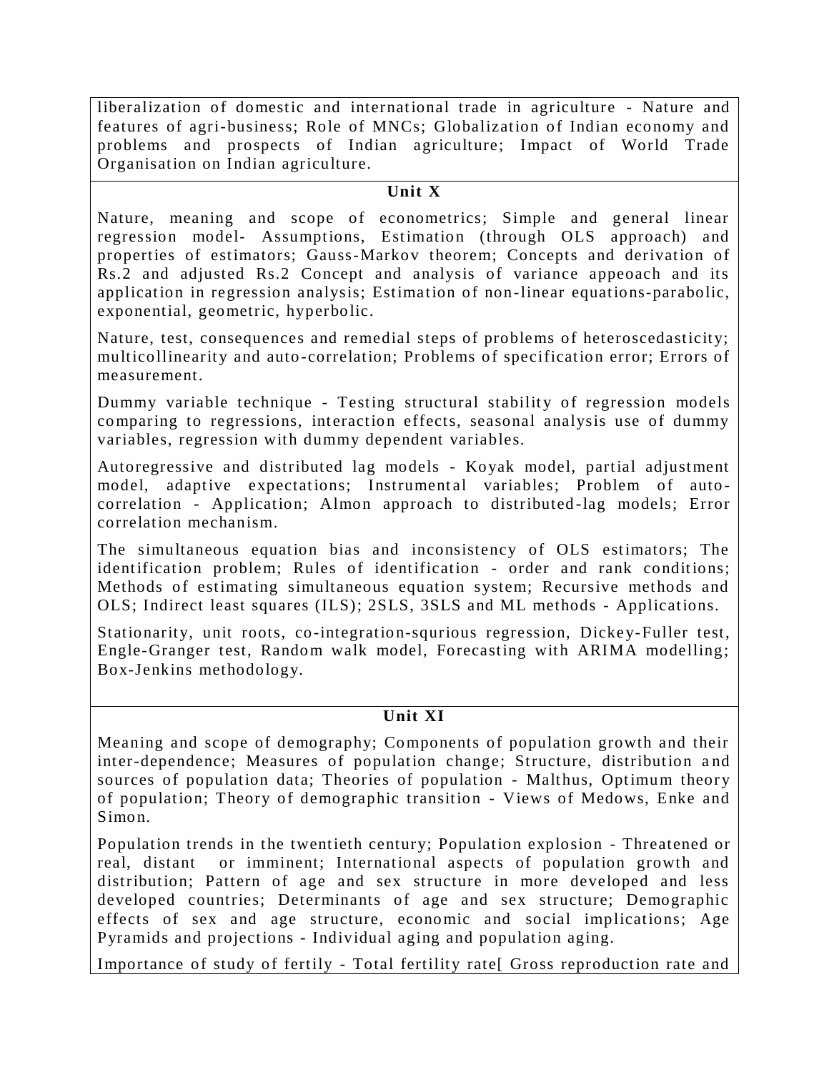liberalization of domestic and international trade in agriculture - Nature and features of agri-business; Role of MNCs; Globalization of Indian economy and problems and prospects of Indian agriculture; Impact of World Trade Organisation on Indian agriculture.

### Unit X

Nature, meaning and scope of econometrics; Simple and general linear regression model- Assumptions, Estimation (through OLS approach) and properties of estimators; Gauss-Markov theorem; Concepts and derivation of Rs.2 and adjusted Rs.2 Concept and analysis of variance appeoach and its application in regression analysis; Estimation of non-linear equations-parabolic, exponential, geometric, hyperbolic.

Nature, test, consequences and remedial steps of problems of heteroscedasticity; multicollinearity and auto-correlation; Problems of specification error; Errors of measurement.

Dummy variable technique - Testing structural stability of regression models comparing to regressions, interaction effects, seasonal analysis use of dummy variables, regression with dummy dependent variables.

Autoregressive and distributed lag models - Koyak model, partial adjustment model, adaptive expectations; Instrumental variables; Problem of auto-correlation - Application; Almon approach to distributed-lag models; Error correlation mechanism.

The simultaneous equation bias and inconsistency of OLS estimators; The identification problem; Rules of identification - order and rank conditions; Methods of estimating simultaneous equation system; Recursive methods and OLS; Indirect least squares (ILS); 2SLS, 3SLS and ML methods - Applications.

Stationarity, unit roots, co-integration-squrious regression, Dickey-Fuller test, Engle-Granger test, Random walk model, Forecasting with ARIMA modelling; Box-Jenkins methodology.

### Unit XI

Meaning and scope of demography; Components of population growth and their inter-dependence; Measures of population change; Structure, distribution and sources of population data; Theories of population - Malthus, Optimum theory of population; Theory of demographic transition - Views of Medows, Enke and Simon.

Population trends in the twentieth century; Population explosion - Threatened or real, distant or imminent; International aspects of population growth and distribution; Pattern of age and sex structure in more developed and less developed countries; Determinants of age and sex structure; Demographic effects of sex and age structure, economic and social implications; Age Pyramids and projections - Individual aging and population aging.

Importance of study of fertily - Total fertility rate[ Gross reproduction rate and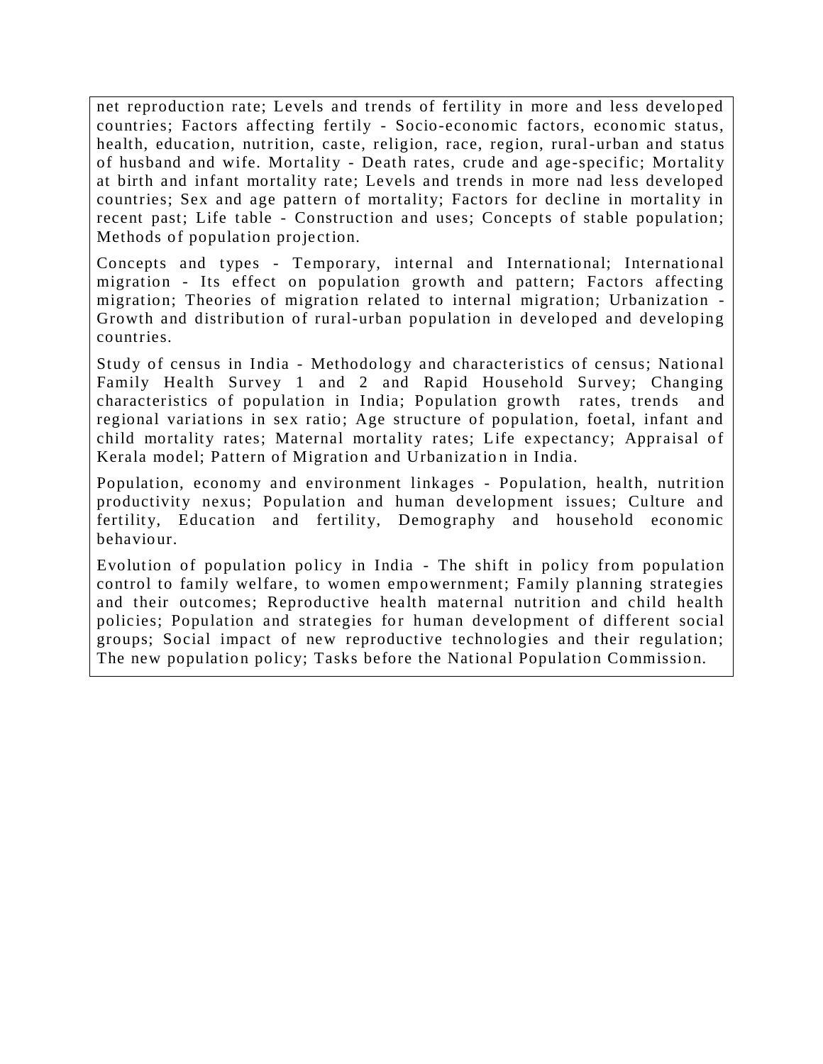net reproduction rate; Levels and trends of fertility in more and less developed countries; Factors affecting fertily - Socio-economic factors, economic status, health, education, nutrition, caste, religion, race, region, rural-urban and status of husband and wife. Mortality - Death rates, crude and age-specific; Mortality at birth and infant mortality rate; Levels and trends in more nad less developed countries; Sex and age pattern of mortality; Factors for decline in mortality in recent past; Life table - Construction and uses; Concepts of stable population; Methods of population projection.

Concepts and types - Temporary, internal and International; International migration - Its effect on population growth and pattern; Factors affecting migration; Theories of migration related to internal migration; Urbanization - Growth and distribution of rural-urban population in developed and developing countries.

Study of census in India - Methodology and characteristics of census; National Family Health Survey 1 and 2 and Rapid Household Survey; Changing characteristics of population in India; Population growth rates, trends and regional variations in sex ratio; Age structure of population, foetal, infant and child mortality rates; Maternal mortality rates; Life expectancy; Appraisal of Kerala model; Pattern of Migration and Urbanization in India.

Population, economy and environment linkages - Population, health, nutrition productivity nexus; Population and human development issues; Culture and fertility, Education and fertility, Demography and household economic behaviour.

Evolution of population policy in India - The shift in policy from population control to family welfare, to women empowernment; Family planning strategies and their outcomes; Reproductive health maternal nutrition and child health policies; Population and strategies for human development of different social groups; Social impact of new reproductive technologies and their regulation; The new population policy; Tasks before the National Population Commission.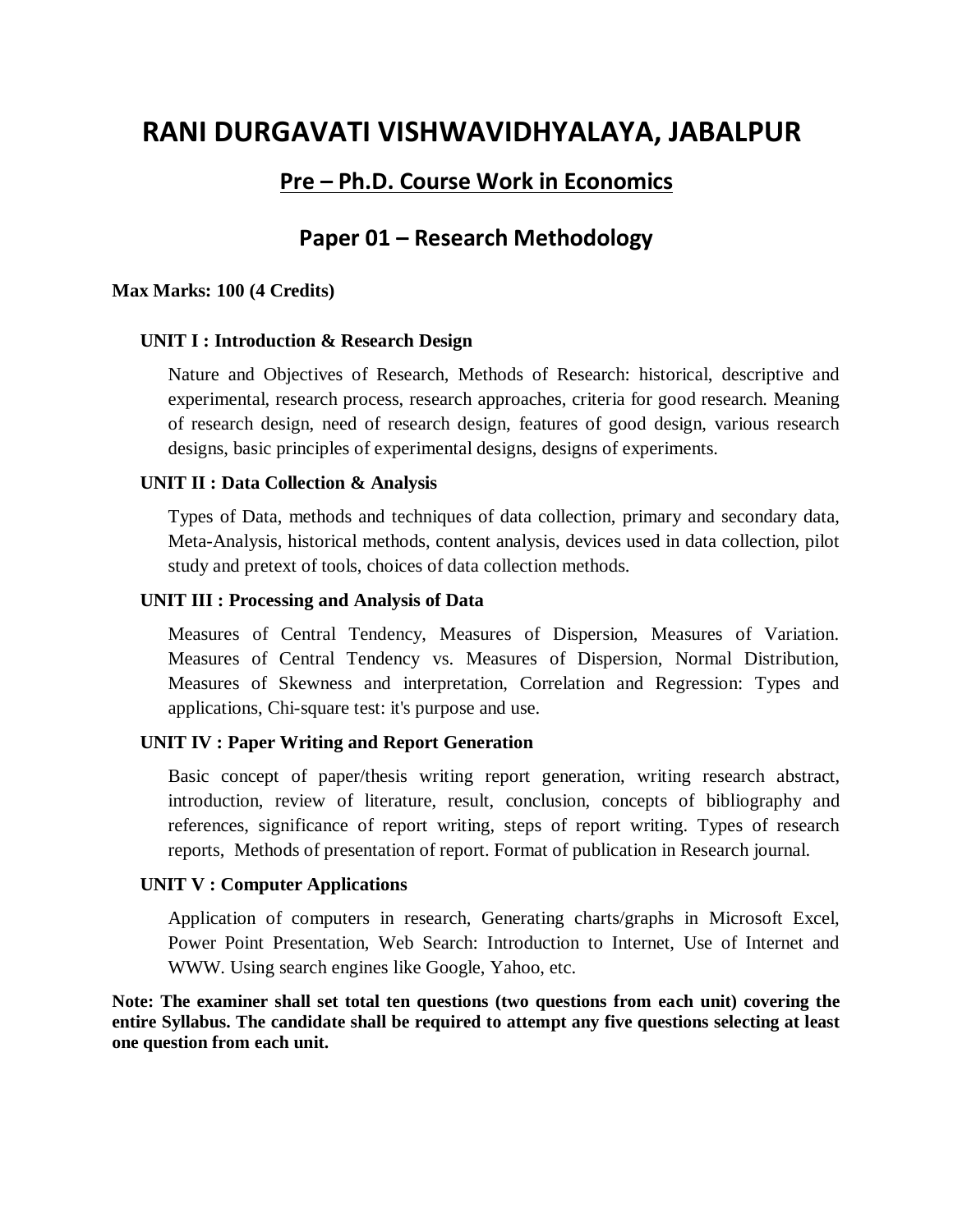# RANI DURGAVATI VISHWAVIDHYALAYA, JABALPUR

## Pre – Ph.D. Course Work in Economics

## Paper 01 – Research Methodology

**Max Marks: 100 (4 Credits)**

**UNIT I : Introduction & Research Design**

Nature and Objectives of Research, Methods of Research: historical, descriptive and experimental, research process, research approaches, criteria for good research. Meaning of research design, need of research design, features of good design, various research designs, basic principles of experimental designs, designs of experiments.

**UNIT II : Data Collection & Analysis**

Types of Data, methods and techniques of data collection, primary and secondary data, Meta-Analysis, historical methods, content analysis, devices used in data collection, pilot study and pretext of tools, choices of data collection methods.

**UNIT III : Processing and Analysis of Data**

Measures of Central Tendency, Measures of Dispersion, Measures of Variation. Measures of Central Tendency vs. Measures of Dispersion, Normal Distribution, Measures of Skewness and interpretation, Correlation and Regression: Types and applications, Chi-square test: it's purpose and use.

**UNIT IV : Paper Writing and Report Generation**

Basic concept of paper/thesis writing report generation, writing research abstract, introduction, review of literature, result, conclusion, concepts of bibliography and references, significance of report writing, steps of report writing. Types of research reports, Methods of presentation of report. Format of publication in Research journal.

**UNIT V : Computer Applications**

Application of computers in research, Generating charts/graphs in Microsoft Excel, Power Point Presentation, Web Search: Introduction to Internet, Use of Internet and WWW. Using search engines like Google, Yahoo, etc.

**Note: The examiner shall set total ten questions (two questions from each unit) covering the entire Syllabus. The candidate shall be required to attempt any five questions selecting at least one question from each unit.**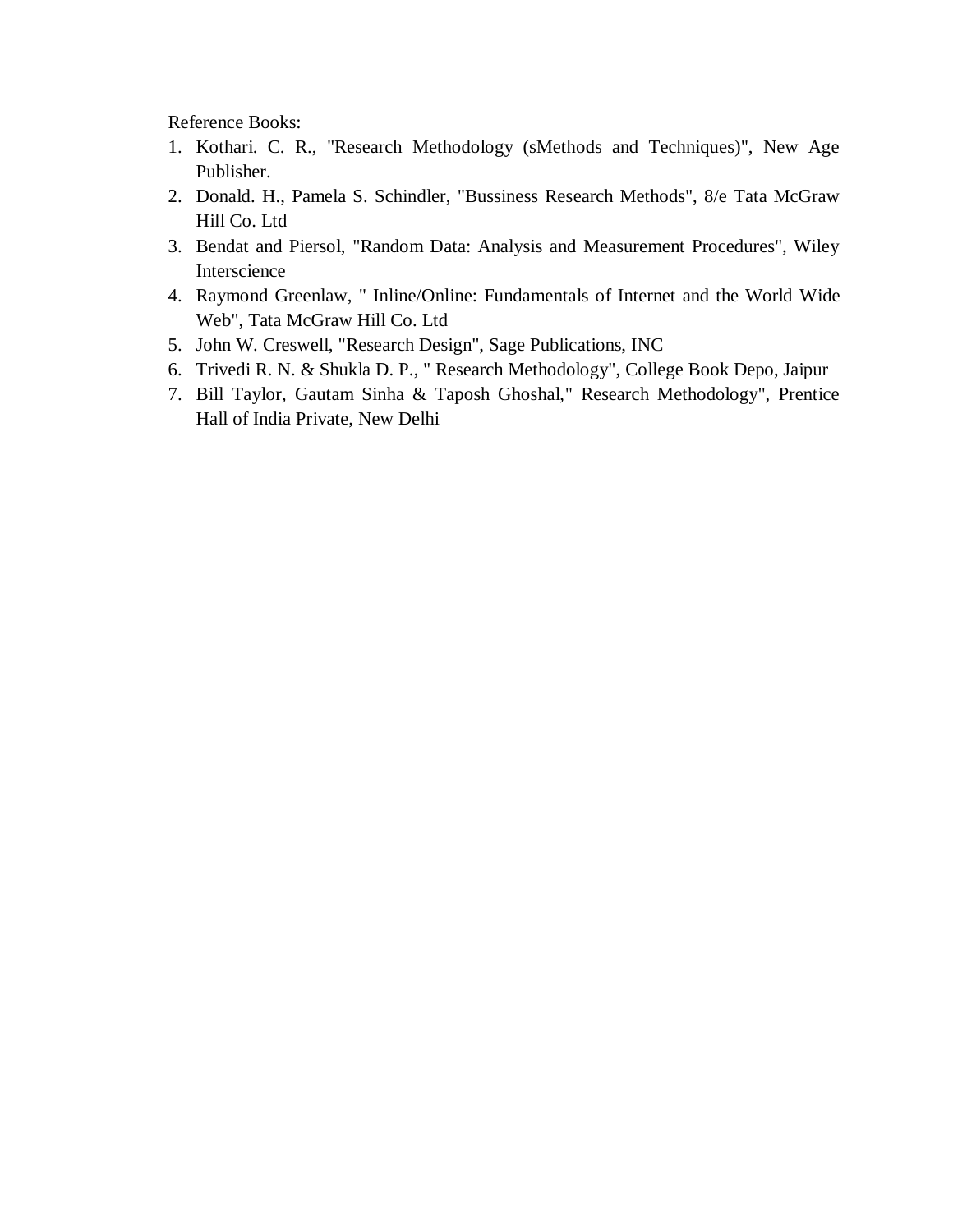Reference Books:

1. Kothari. C. R., "Research Methodology (sMethods and Techniques)", New Age Publisher.
2. Donald. H., Pamela S. Schindler, "Bussiness Research Methods", 8/e Tata McGraw Hill Co. Ltd
3. Bendat and Piersol, "Random Data: Analysis and Measurement Procedures", Wiley Interscience
4. Raymond Greenlaw, " Inline/Online: Fundamentals of Internet and the World Wide Web", Tata McGraw Hill Co. Ltd
5. John W. Creswell, "Research Design", Sage Publications, INC
6. Trivedi R. N. & Shukla D. P., " Research Methodology", College Book Depo, Jaipur
7. Bill Taylor, Gautam Sinha & Taposh Ghoshal," Research Methodology", Prentice Hall of India Private, New Delhi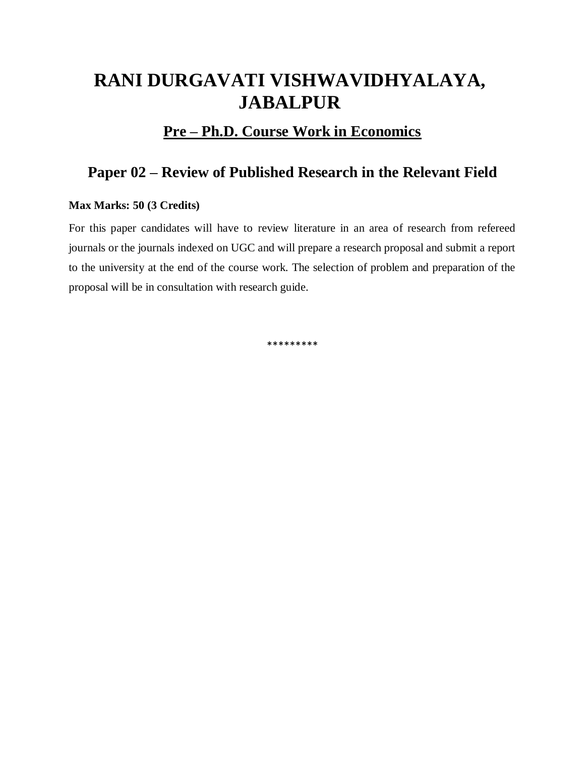# RANI DURGAVATI VISHWAVIDHYALAYA, JABALPUR

## Pre – Ph.D. Course Work in Economics

## Paper 02 – Review of Published Research in the Relevant Field

**Max Marks: 50 (3 Credits)**

For this paper candidates will have to review literature in an area of research from refereed journals or the journals indexed on UGC and will prepare a research proposal and submit a report to the university at the end of the course work. The selection of problem and preparation of the proposal will be in consultation with research guide.

*********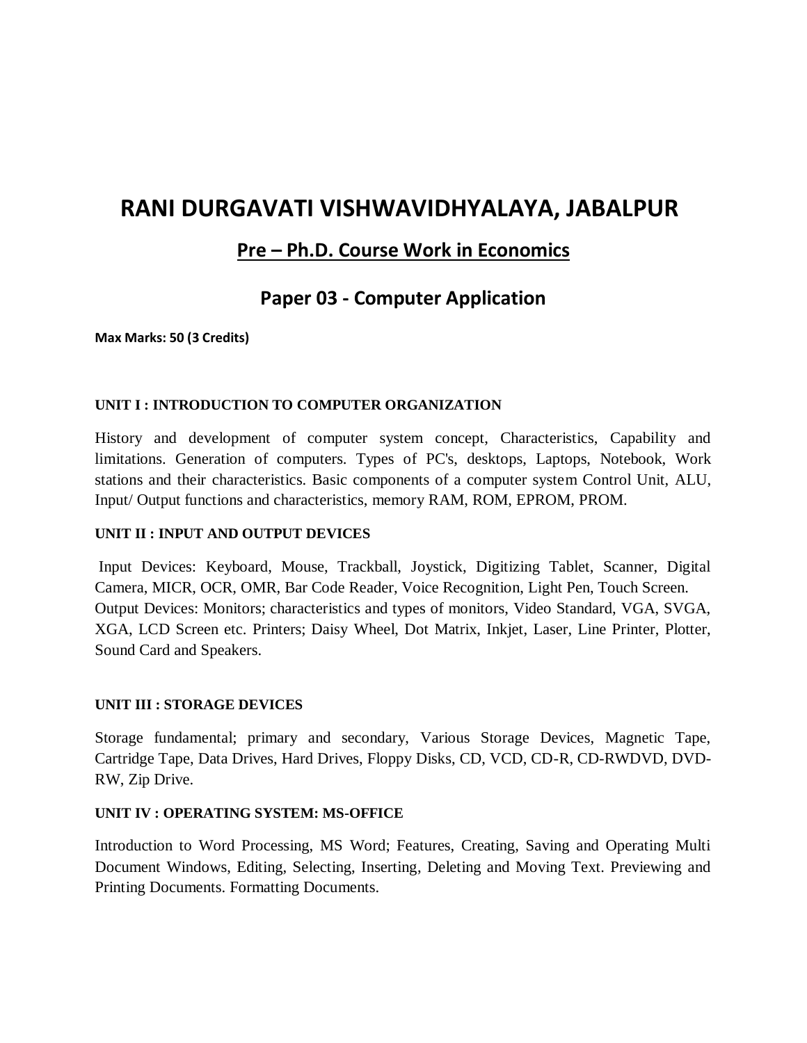# RANI DURGAVATI VISHWAVIDHYALAYA, JABALPUR

## Pre – Ph.D. Course Work in Economics

## Paper 03 - Computer Application

**Max Marks: 50 (3 Credits)**

**UNIT I : INTRODUCTION TO COMPUTER ORGANIZATION**

History and development of computer system concept, Characteristics, Capability and limitations. Generation of computers. Types of PC's, desktops, Laptops, Notebook, Work stations and their characteristics. Basic components of a computer system Control Unit, ALU, Input/ Output functions and characteristics, memory RAM, ROM, EPROM, PROM.

**UNIT II : INPUT AND OUTPUT DEVICES**

Input Devices: Keyboard, Mouse, Trackball, Joystick, Digitizing Tablet, Scanner, Digital Camera, MICR, OCR, OMR, Bar Code Reader, Voice Recognition, Light Pen, Touch Screen. Output Devices: Monitors; characteristics and types of monitors, Video Standard, VGA, SVGA, XGA, LCD Screen etc. Printers; Daisy Wheel, Dot Matrix, Inkjet, Laser, Line Printer, Plotter, Sound Card and Speakers.

**UNIT III : STORAGE DEVICES**

Storage fundamental; primary and secondary, Various Storage Devices, Magnetic Tape, Cartridge Tape, Data Drives, Hard Drives, Floppy Disks, CD, VCD, CD-R, CD-RWDVD, DVD-RW, Zip Drive.

**UNIT IV : OPERATING SYSTEM: MS-OFFICE**

Introduction to Word Processing, MS Word; Features, Creating, Saving and Operating Multi Document Windows, Editing, Selecting, Inserting, Deleting and Moving Text. Previewing and Printing Documents. Formatting Documents.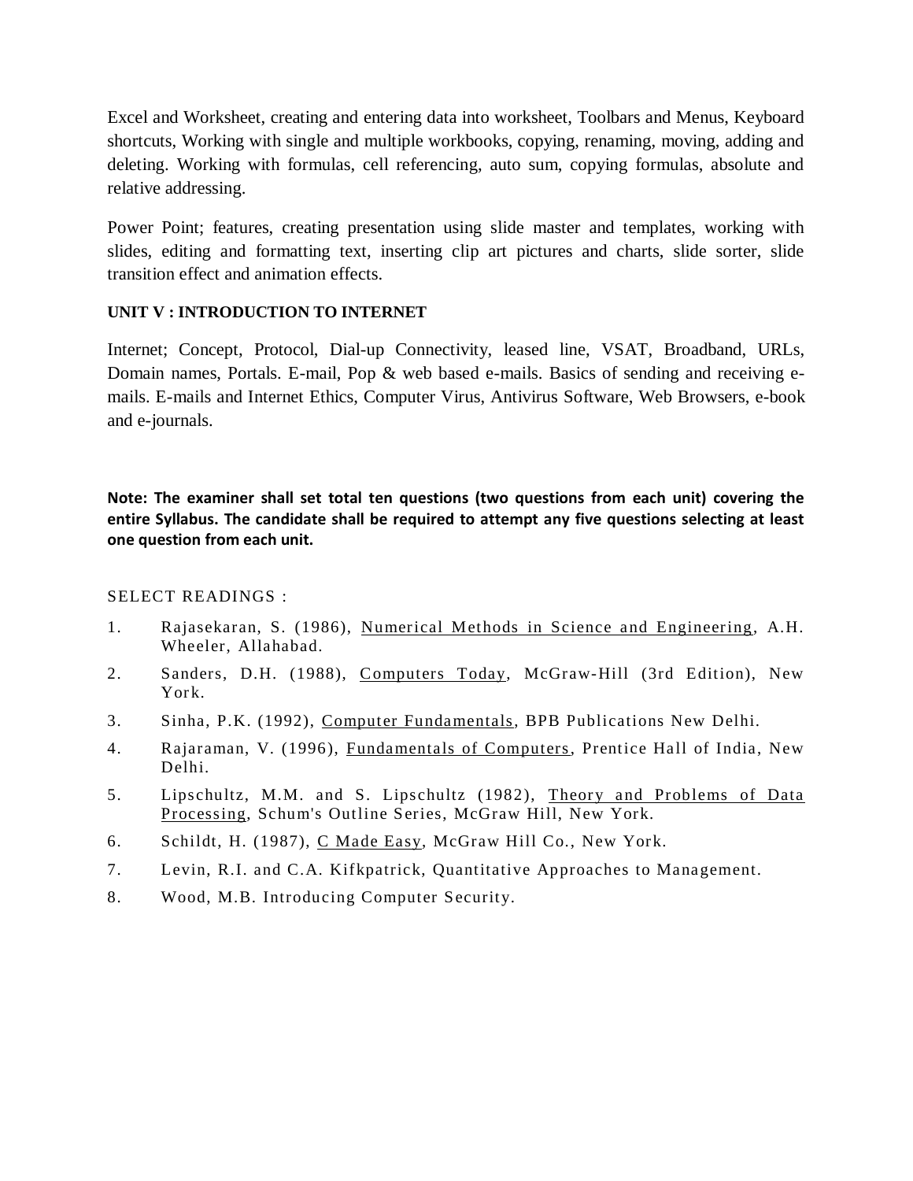Excel and Worksheet, creating and entering data into worksheet, Toolbars and Menus, Keyboard shortcuts, Working with single and multiple workbooks, copying, renaming, moving, adding and deleting. Working with formulas, cell referencing, auto sum, copying formulas, absolute and relative addressing.

Power Point; features, creating presentation using slide master and templates, working with slides, editing and formatting text, inserting clip art pictures and charts, slide sorter, slide transition effect and animation effects.

**UNIT V : INTRODUCTION TO INTERNET**

Internet; Concept, Protocol, Dial-up Connectivity, leased line, VSAT, Broadband, URLs, Domain names, Portals. E-mail, Pop & web based e-mails. Basics of sending and receiving e-mails. E-mails and Internet Ethics, Computer Virus, Antivirus Software, Web Browsers, e-book and e-journals.

**Note: The examiner shall set total ten questions (two questions from each unit) covering the entire Syllabus. The candidate shall be required to attempt any five questions selecting at least one question from each unit.**

SELECT READINGS :

1. Rajasekaran, S. (1986), Numerical Methods in Science and Engineering, A.H. Wheeler, Allahabad.
2. Sanders, D.H. (1988), Computers Today, McGraw-Hill (3rd Edition), New York.
3. Sinha, P.K. (1992), Computer Fundamentals, BPB Publications New Delhi.
4. Rajaraman, V. (1996), Fundamentals of Computers, Prentice Hall of India, New Delhi.
5. Lipschultz, M.M. and S. Lipschultz (1982), Theory and Problems of Data Processing, Schum's Outline Series, McGraw Hill, New York.
6. Schildt, H. (1987), C Made Easy, McGraw Hill Co., New York.
7. Levin, R.I. and C.A. Kifkpatrick, Quantitative Approaches to Management.
8. Wood, M.B. Introducing Computer Security.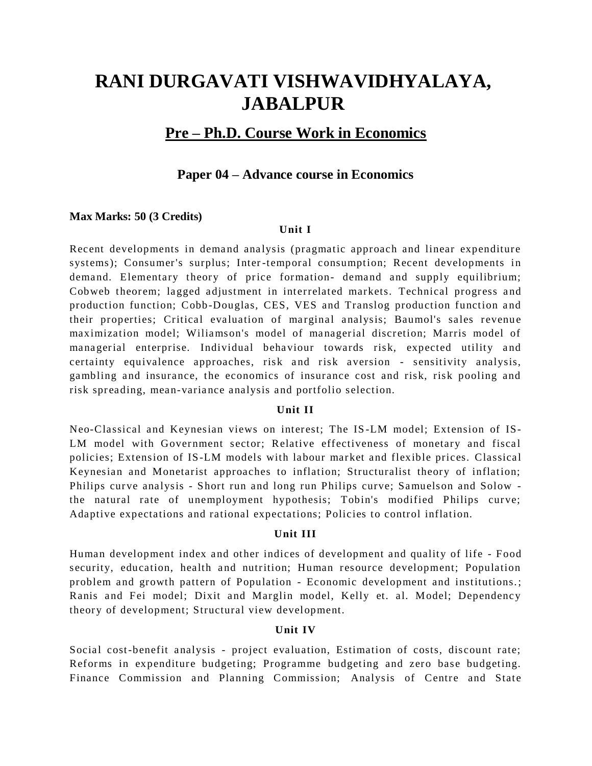# RANI DURGAVATI VISHWAVIDHYALAYA, JABALPUR

## Pre – Ph.D. Course Work in Economics

### Paper 04 – Advance course in Economics

**Max Marks: 50 (3 Credits)**

**Unit I**

Recent developments in demand analysis (pragmatic approach and linear expenditure systems); Consumer's surplus; Inter-temporal consumption; Recent developments in demand. Elementary theory of price formation- demand and supply equilibrium; Cobweb theorem; lagged adjustment in interrelated markets. Technical progress and production function; Cobb-Douglas, CES, VES and Translog production function and their properties; Critical evaluation of marginal analysis; Baumol's sales revenue maximization model; Wiliamson's model of managerial discretion; Marris model of managerial enterprise. Individual behaviour towards risk, expected utility and certainty equivalence approaches, risk and risk aversion - sensitivity analysis, gambling and insurance, the economics of insurance cost and risk, risk pooling and risk spreading, mean-variance analysis and portfolio selection.

**Unit II**

Neo-Classical and Keynesian views on interest; The IS-LM model; Extension of IS-LM model with Government sector; Relative effectiveness of monetary and fiscal policies; Extension of IS-LM models with labour market and flexible prices. Classical Keynesian and Monetarist approaches to inflation; Structuralist theory of inflation; Philips curve analysis - Short run and long run Philips curve; Samuelson and Solow - the natural rate of unemployment hypothesis; Tobin's modified Philips curve; Adaptive expectations and rational expectations; Policies to control inflation.

**Unit III**

Human development index and other indices of development and quality of life - Food security, education, health and nutrition; Human resource development; Population problem and growth pattern of Population - Economic development and institutions.; Ranis and Fei model; Dixit and Marglin model, Kelly et. al. Model; Dependency theory of development; Structural view development.

**Unit IV**

Social cost-benefit analysis - project evaluation, Estimation of costs, discount rate; Reforms in expenditure budgeting; Programme budgeting and zero base budgeting. Finance Commission and Planning Commission; Analysis of Centre and State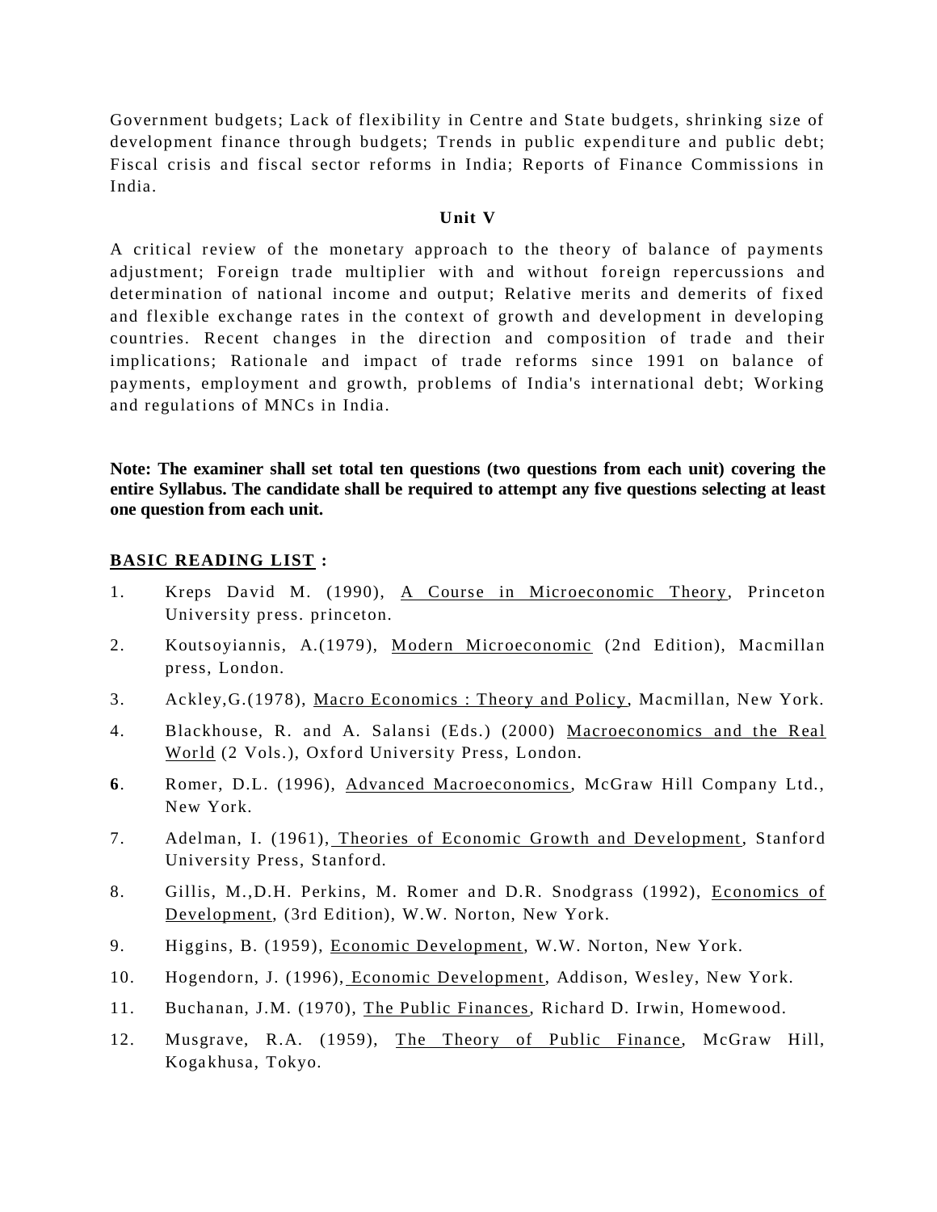Government budgets; Lack of flexibility in Centre and State budgets, shrinking size of development finance through budgets; Trends in public expenditure and public debt; Fiscal crisis and fiscal sector reforms in India; Reports of Finance Commissions in India.

**Unit V**

A critical review of the monetary approach to the theory of balance of payments adjustment; Foreign trade multiplier with and without foreign repercussions and determination of national income and output; Relative merits and demerits of fixed and flexible exchange rates in the context of growth and development in developing countries. Recent changes in the direction and composition of trade and their implications; Rationale and impact of trade reforms since 1991 on balance of payments, employment and growth, problems of India's international debt; Working and regulations of MNCs in India.

**Note: The examiner shall set total ten questions (two questions from each unit) covering the entire Syllabus. The candidate shall be required to attempt any five questions selecting at least one question from each unit.**

**BASIC READING LIST :**

1. Kreps David M. (1990), A Course in Microeconomic Theory, Princeton University press. princeton.
2. Koutsoyiannis, A.(1979), Modern Microeconomic (2nd Edition), Macmillan press, London.
3. Ackley,G.(1978), Macro Economics : Theory and Policy, Macmillan, New York.
4. Blackhouse, R. and A. Salansi (Eds.) (2000) Macroeconomics and the Real World (2 Vols.), Oxford University Press, London.
6. Romer, D.L. (1996), Advanced Macroeconomics, McGraw Hill Company Ltd., New York.
7. Adelman, I. (1961), Theories of Economic Growth and Development, Stanford University Press, Stanford.
8. Gillis, M.,D.H. Perkins, M. Romer and D.R. Snodgrass (1992), Economics of Development, (3rd Edition), W.W. Norton, New York.
9. Higgins, B. (1959), Economic Development, W.W. Norton, New York.
10. Hogendorn, J. (1996), Economic Development, Addison, Wesley, New York.
11. Buchanan, J.M. (1970), The Public Finances, Richard D. Irwin, Homewood.
12. Musgrave, R.A. (1959), The Theory of Public Finance, McGraw Hill, Kogakhusa, Tokyo.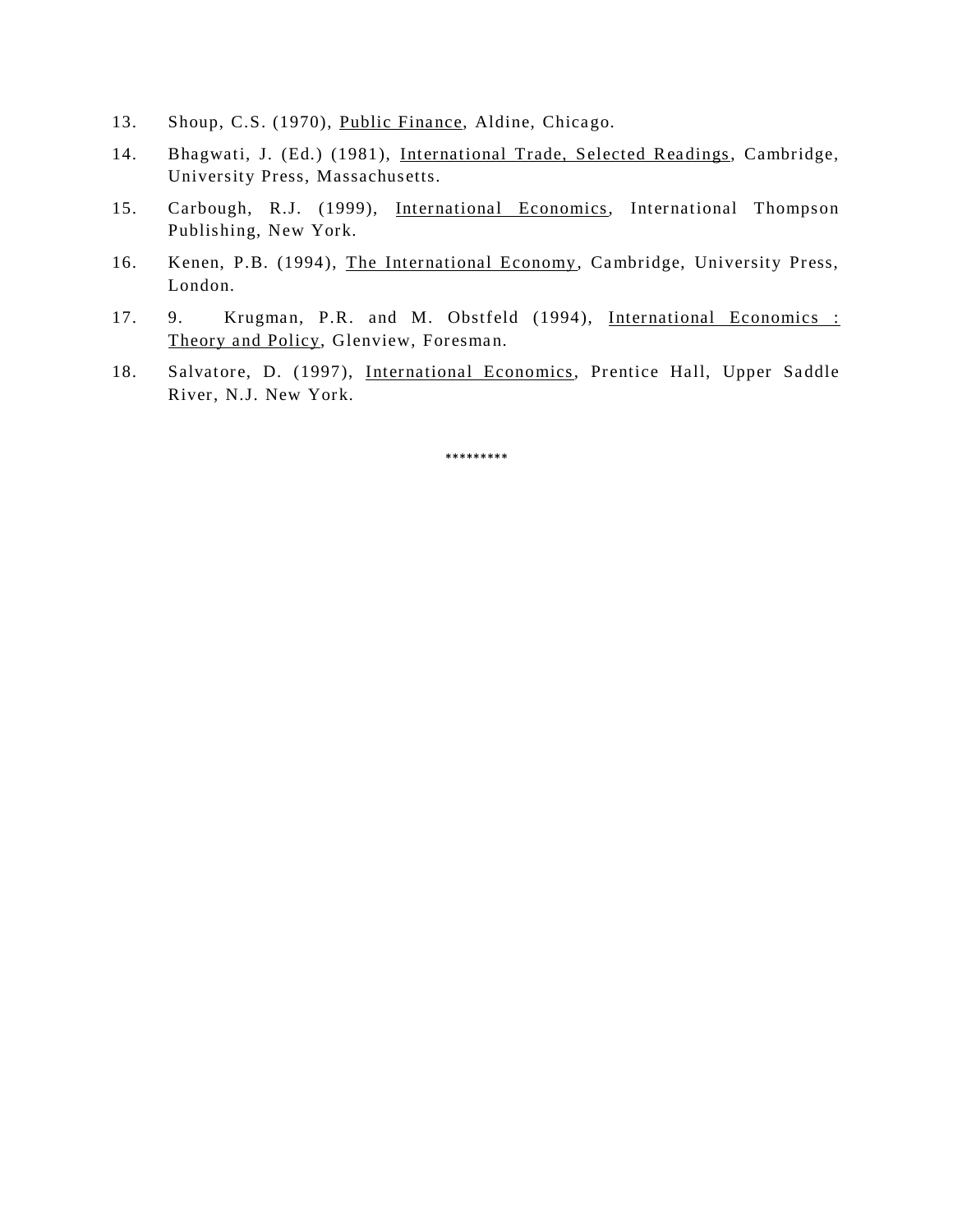13. Shoup, C.S. (1970), <u>Public Finance</u>, Aldine, Chicago.

14. Bhagwati, J. (Ed.) (1981), <u>International Trade, Selected Readings</u>, Cambridge, University Press, Massachusetts.

15. Carbough, R.J. (1999), <u>International Economics</u>, International Thompson Publishing, New York.

16. Kenen, P.B. (1994), <u>The International Economy</u>, Cambridge, University Press, London.

17. 9. Krugman, P.R. and M. Obstfeld (1994), <u>International Economics : Theory and Policy</u>, Glenview, Foresman.

18. Salvatore, D. (1997), <u>International Economics</u>, Prentice Hall, Upper Saddle River, N.J. New York.

*********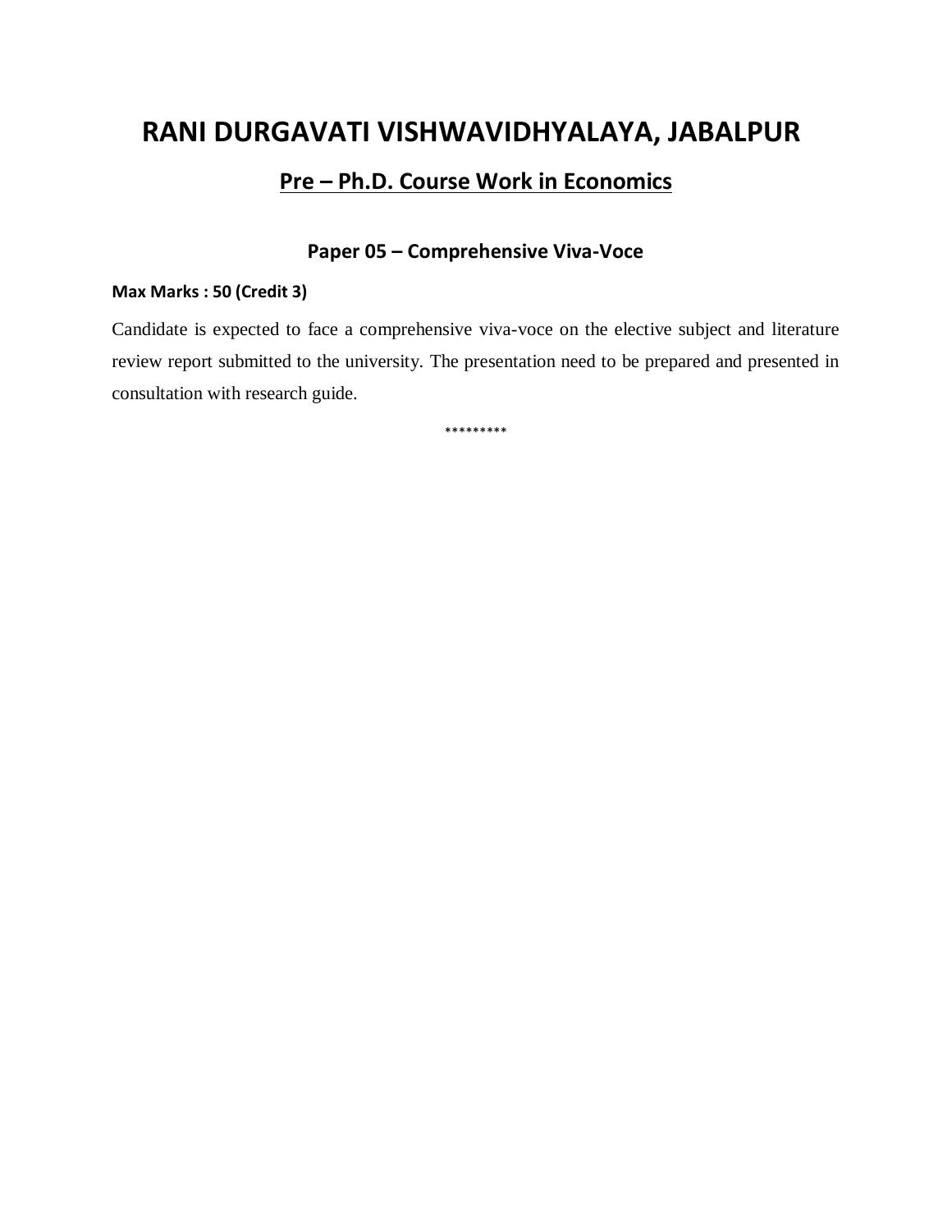# RANI DURGAVATI VISHWAVIDHYALAYA, JABALPUR

## Pre – Ph.D. Course Work in Economics

### Paper 05 – Comprehensive Viva-Voce

**Max Marks : 50 (Credit 3)**

Candidate is expected to face a comprehensive viva-voce on the elective subject and literature review report submitted to the university. The presentation need to be prepared and presented in consultation with research guide.

*********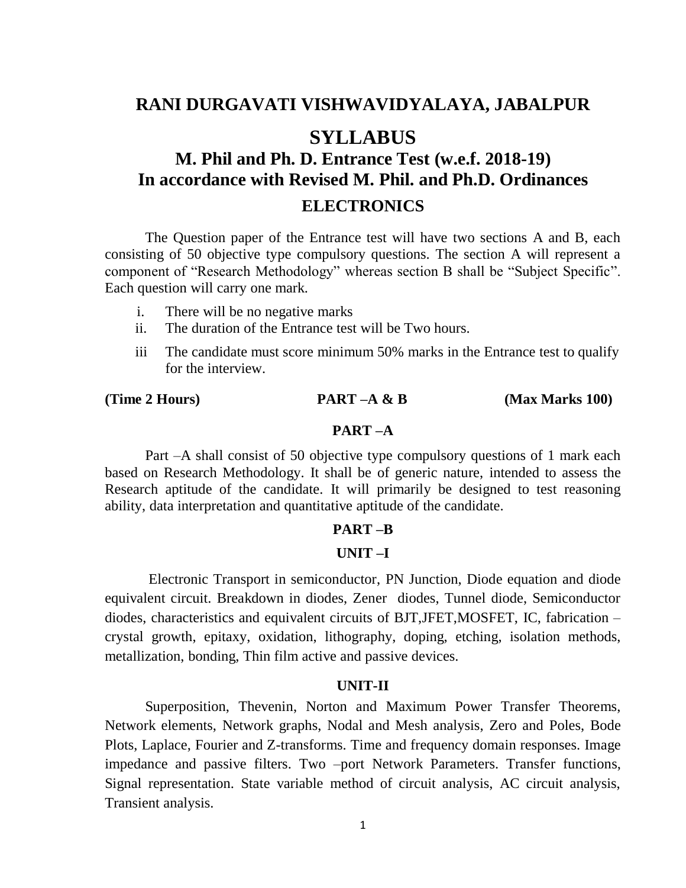# RANI DURGAVATI VISHWAVIDYALAYA, JABALPUR

# SYLLABUS

## M. Phil and Ph. D. Entrance Test (w.e.f. 2018-19)
## In accordance with Revised M. Phil. and Ph.D. Ordinances

## ELECTRONICS

The Question paper of the Entrance test will have two sections A and B, each consisting of 50 objective type compulsory questions. The section A will represent a component of "Research Methodology" whereas section B shall be "Subject Specific". Each question will carry one mark.

i. There will be no negative marks
ii. The duration of the Entrance test will be Two hours.
iii The candidate must score minimum 50% marks in the Entrance test to qualify for the interview.

**(Time 2 Hours) PART –A & B (Max Marks 100)**

### PART –A

Part –A shall consist of 50 objective type compulsory questions of 1 mark each based on Research Methodology. It shall be of generic nature, intended to assess the Research aptitude of the candidate. It will primarily be designed to test reasoning ability, data interpretation and quantitative aptitude of the candidate.

### PART –B

#### UNIT –I

Electronic Transport in semiconductor, PN Junction, Diode equation and diode equivalent circuit. Breakdown in diodes, Zener diodes, Tunnel diode, Semiconductor diodes, characteristics and equivalent circuits of BJT,JFET,MOSFET, IC, fabrication – crystal growth, epitaxy, oxidation, lithography, doping, etching, isolation methods, metallization, bonding, Thin film active and passive devices.

#### UNIT-II

Superposition, Thevenin, Norton and Maximum Power Transfer Theorems, Network elements, Network graphs, Nodal and Mesh analysis, Zero and Poles, Bode Plots, Laplace, Fourier and Z-transforms. Time and frequency domain responses. Image impedance and passive filters. Two –port Network Parameters. Transfer functions, Signal representation. State variable method of circuit analysis, AC circuit analysis, Transient analysis.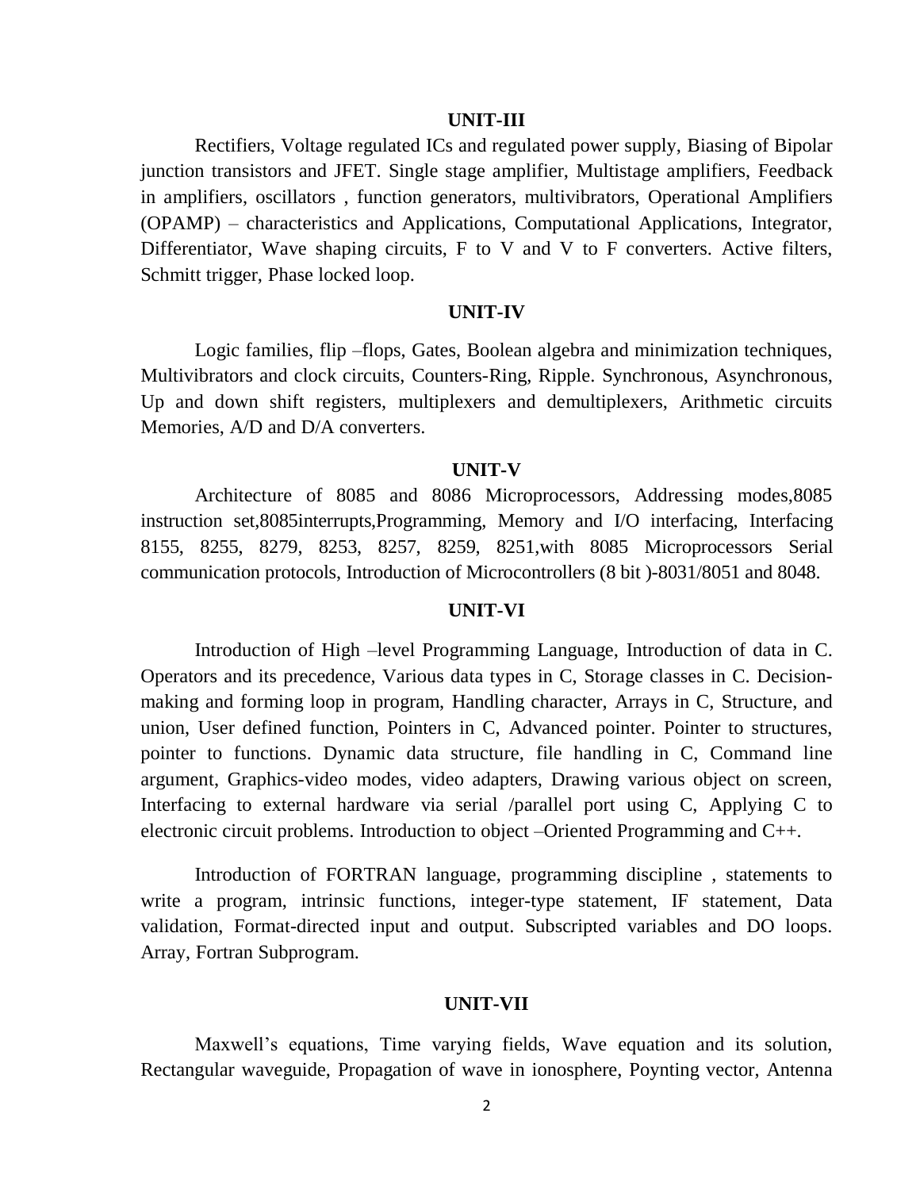## UNIT-III

Rectifiers, Voltage regulated ICs and regulated power supply, Biasing of Bipolar junction transistors and JFET. Single stage amplifier, Multistage amplifiers, Feedback in amplifiers, oscillators , function generators, multivibrators, Operational Amplifiers (OPAMP) – characteristics and Applications, Computational Applications, Integrator, Differentiator, Wave shaping circuits, F to V and V to F converters. Active filters, Schmitt trigger, Phase locked loop.

## UNIT-IV

Logic families, flip –flops, Gates, Boolean algebra and minimization techniques, Multivibrators and clock circuits, Counters-Ring, Ripple. Synchronous, Asynchronous, Up and down shift registers, multiplexers and demultiplexers, Arithmetic circuits Memories, A/D and D/A converters.

## UNIT-V

Architecture of 8085 and 8086 Microprocessors, Addressing modes,8085 instruction set,8085interrupts,Programming, Memory and I/O interfacing, Interfacing 8155, 8255, 8279, 8253, 8257, 8259, 8251,with 8085 Microprocessors Serial communication protocols, Introduction of Microcontrollers (8 bit )-8031/8051 and 8048.

## UNIT-VI

Introduction of High –level Programming Language, Introduction of data in C. Operators and its precedence, Various data types in C, Storage classes in C. Decision-making and forming loop in program, Handling character, Arrays in C, Structure, and union, User defined function, Pointers in C, Advanced pointer. Pointer to structures, pointer to functions. Dynamic data structure, file handling in C, Command line argument, Graphics-video modes, video adapters, Drawing various object on screen, Interfacing to external hardware via serial /parallel port using C, Applying C to electronic circuit problems. Introduction to object –Oriented Programming and C++.

Introduction of FORTRAN language, programming discipline , statements to write a program, intrinsic functions, integer-type statement, IF statement, Data validation, Format-directed input and output. Subscripted variables and DO loops. Array, Fortran Subprogram.

## UNIT-VII

Maxwell's equations, Time varying fields, Wave equation and its solution, Rectangular waveguide, Propagation of wave in ionosphere, Poynting vector, Antenna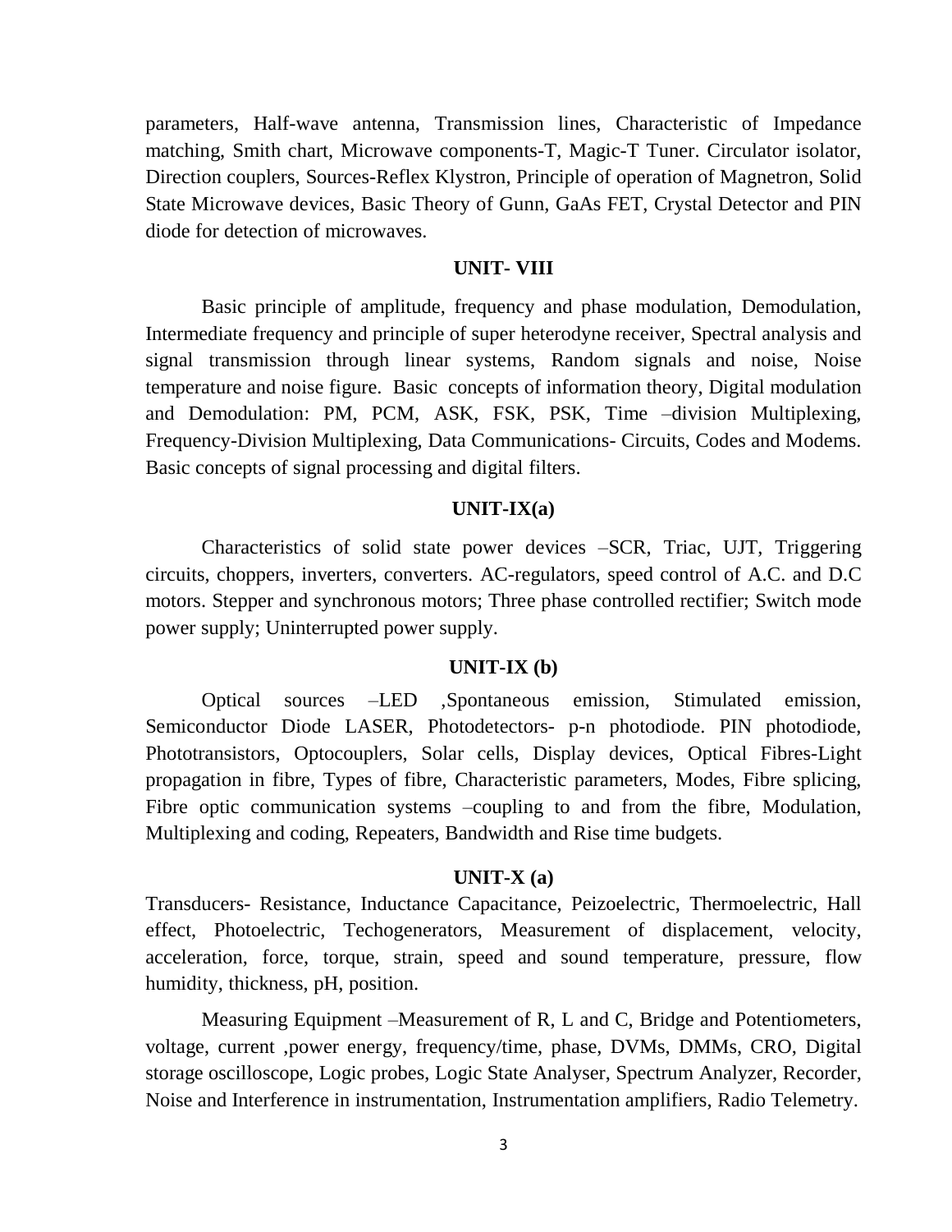parameters, Half-wave antenna, Transmission lines, Characteristic of Impedance matching, Smith chart, Microwave components-T, Magic-T Tuner. Circulator isolator, Direction couplers, Sources-Reflex Klystron, Principle of operation of Magnetron, Solid State Microwave devices, Basic Theory of Gunn, GaAs FET, Crystal Detector and PIN diode for detection of microwaves.

## UNIT- VIII

Basic principle of amplitude, frequency and phase modulation, Demodulation, Intermediate frequency and principle of super heterodyne receiver, Spectral analysis and signal transmission through linear systems, Random signals and noise, Noise temperature and noise figure. Basic concepts of information theory, Digital modulation and Demodulation: PM, PCM, ASK, FSK, PSK, Time –division Multiplexing, Frequency-Division Multiplexing, Data Communications- Circuits, Codes and Modems. Basic concepts of signal processing and digital filters.

## UNIT-IX(a)

Characteristics of solid state power devices –SCR, Triac, UJT, Triggering circuits, choppers, inverters, converters. AC-regulators, speed control of A.C. and D.C motors. Stepper and synchronous motors; Three phase controlled rectifier; Switch mode power supply; Uninterrupted power supply.

## UNIT-IX (b)

Optical sources –LED ,Spontaneous emission, Stimulated emission, Semiconductor Diode LASER, Photodetectors- p-n photodiode. PIN photodiode, Phototransistors, Optocouplers, Solar cells, Display devices, Optical Fibres-Light propagation in fibre, Types of fibre, Characteristic parameters, Modes, Fibre splicing, Fibre optic communication systems –coupling to and from the fibre, Modulation, Multiplexing and coding, Repeaters, Bandwidth and Rise time budgets.

## UNIT-X (a)

Transducers- Resistance, Inductance Capacitance, Peizoelectric, Thermoelectric, Hall effect, Photoelectric, Techogenerators, Measurement of displacement, velocity, acceleration, force, torque, strain, speed and sound temperature, pressure, flow humidity, thickness, pH, position.

Measuring Equipment –Measurement of R, L and C, Bridge and Potentiometers, voltage, current ,power energy, frequency/time, phase, DVMs, DMMs, CRO, Digital storage oscilloscope, Logic probes, Logic State Analyser, Spectrum Analyzer, Recorder, Noise and Interference in instrumentation, Instrumentation amplifiers, Radio Telemetry.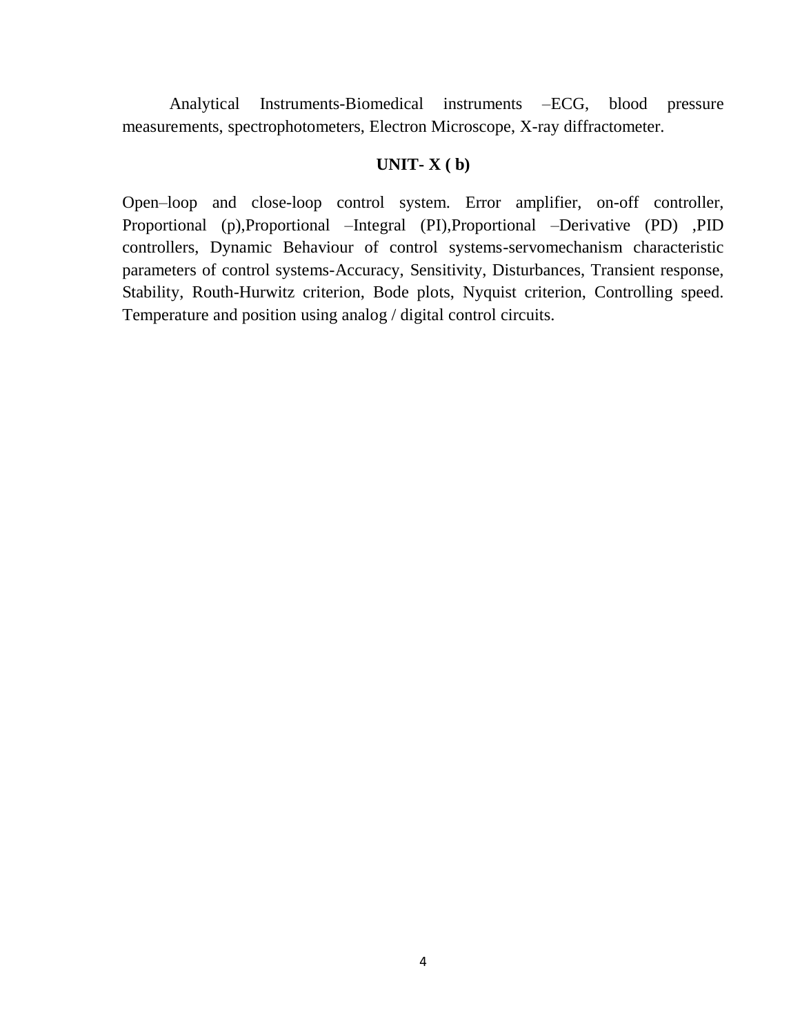Analytical Instruments-Biomedical instruments –ECG, blood pressure measurements, spectrophotometers, Electron Microscope, X-ray diffractometer.

**UNIT- X ( b)**

Open–loop and close-loop control system. Error amplifier, on-off controller, Proportional (p),Proportional –Integral (PI),Proportional –Derivative (PD) ,PID controllers, Dynamic Behaviour of control systems-servomechanism characteristic parameters of control systems-Accuracy, Sensitivity, Disturbances, Transient response, Stability, Routh-Hurwitz criterion, Bode plots, Nyquist criterion, Controlling speed. Temperature and position using analog / digital control circuits.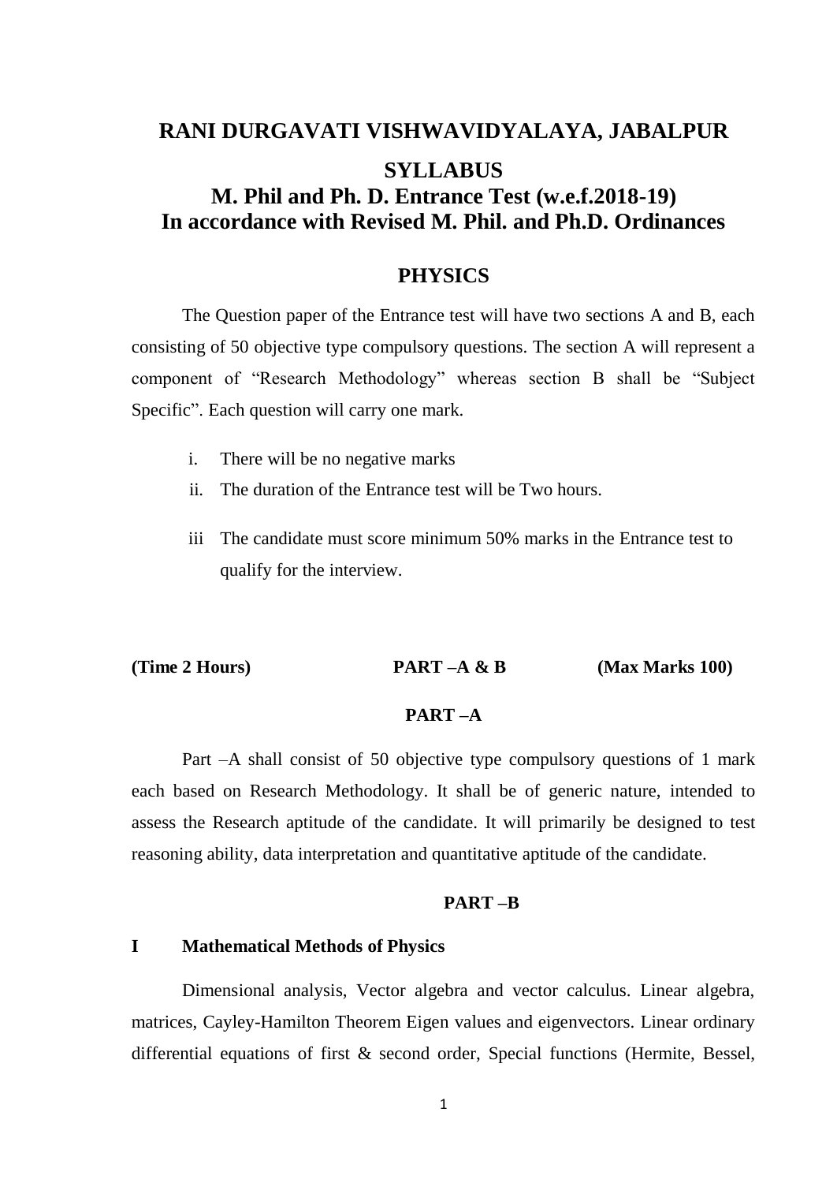# RANI DURGAVATI VISHWAVIDYALAYA, JABALPUR

## SYLLABUS

## M. Phil and Ph. D. Entrance Test (w.e.f.2018-19)
## In accordance with Revised M. Phil. and Ph.D. Ordinances

## PHYSICS

The Question paper of the Entrance test will have two sections A and B, each consisting of 50 objective type compulsory questions. The section A will represent a component of "Research Methodology" whereas section B shall be "Subject Specific". Each question will carry one mark.

i. There will be no negative marks

ii. The duration of the Entrance test will be Two hours.

iii The candidate must score minimum 50% marks in the Entrance test to qualify for the interview.

**(Time 2 Hours) PART –A & B (Max Marks 100)**

### PART –A

Part –A shall consist of 50 objective type compulsory questions of 1 mark each based on Research Methodology. It shall be of generic nature, intended to assess the Research aptitude of the candidate. It will primarily be designed to test reasoning ability, data interpretation and quantitative aptitude of the candidate.

### PART –B

**I Mathematical Methods of Physics**

Dimensional analysis, Vector algebra and vector calculus. Linear algebra, matrices, Cayley-Hamilton Theorem Eigen values and eigenvectors. Linear ordinary differential equations of first & second order, Special functions (Hermite, Bessel,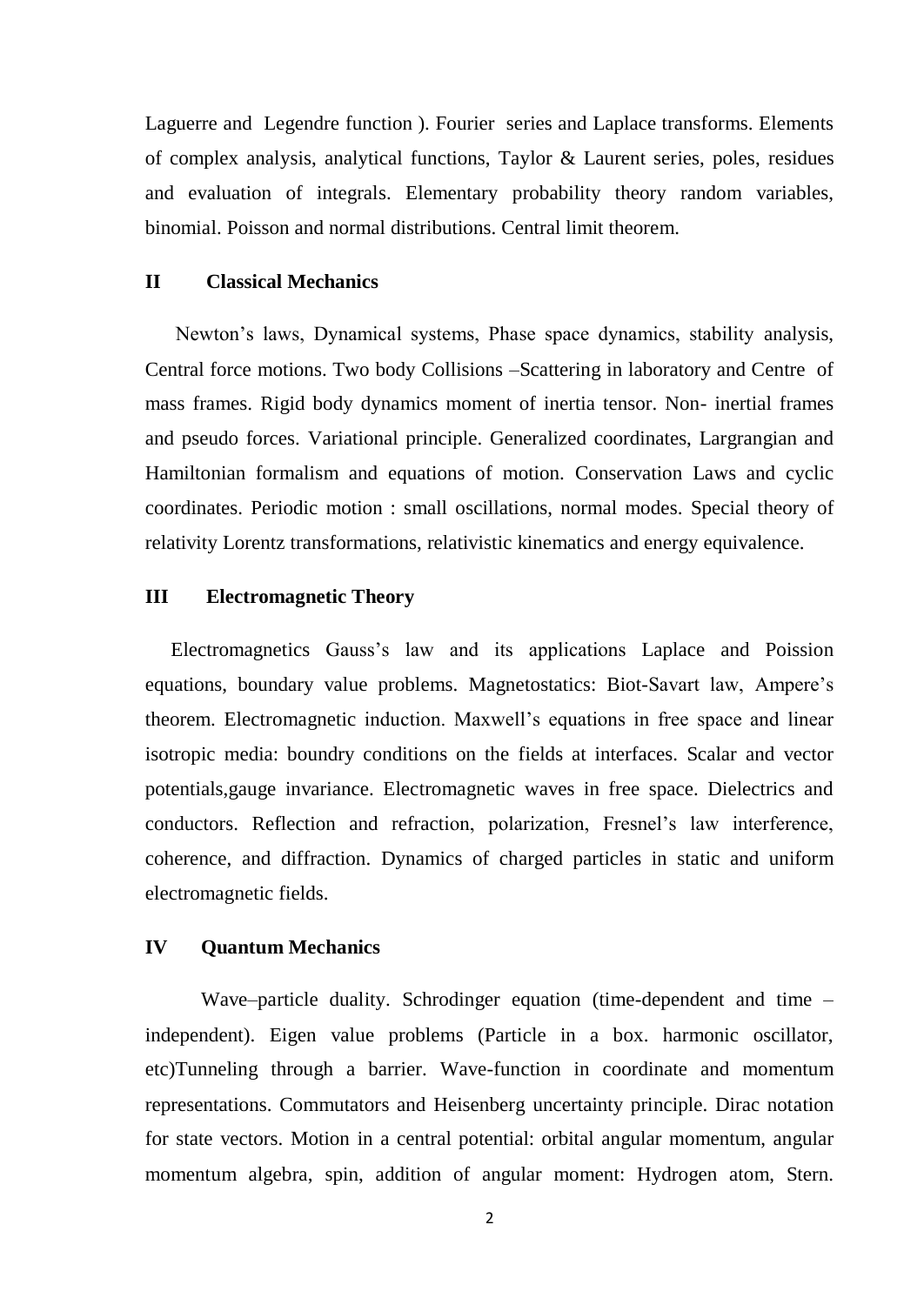Laguerre and Legendre function ). Fourier series and Laplace transforms. Elements of complex analysis, analytical functions, Taylor & Laurent series, poles, residues and evaluation of integrals. Elementary probability theory random variables, binomial. Poisson and normal distributions. Central limit theorem.

## II Classical Mechanics

Newton's laws, Dynamical systems, Phase space dynamics, stability analysis, Central force motions. Two body Collisions –Scattering in laboratory and Centre of mass frames. Rigid body dynamics moment of inertia tensor. Non- inertial frames and pseudo forces. Variational principle. Generalized coordinates, Largrangian and Hamiltonian formalism and equations of motion. Conservation Laws and cyclic coordinates. Periodic motion : small oscillations, normal modes. Special theory of relativity Lorentz transformations, relativistic kinematics and energy equivalence.

## III Electromagnetic Theory

Electromagnetics Gauss's law and its applications Laplace and Poission equations, boundary value problems. Magnetostatics: Biot-Savart law, Ampere's theorem. Electromagnetic induction. Maxwell's equations in free space and linear isotropic media: boundry conditions on the fields at interfaces. Scalar and vector potentials,gauge invariance. Electromagnetic waves in free space. Dielectrics and conductors. Reflection and refraction, polarization, Fresnel's law interference, coherence, and diffraction. Dynamics of charged particles in static and uniform electromagnetic fields.

## IV Quantum Mechanics

Wave–particle duality. Schrodinger equation (time-dependent and time – independent). Eigen value problems (Particle in a box. harmonic oscillator, etc)Tunneling through a barrier. Wave-function in coordinate and momentum representations. Commutators and Heisenberg uncertainty principle. Dirac notation for state vectors. Motion in a central potential: orbital angular momentum, angular momentum algebra, spin, addition of angular moment: Hydrogen atom, Stern.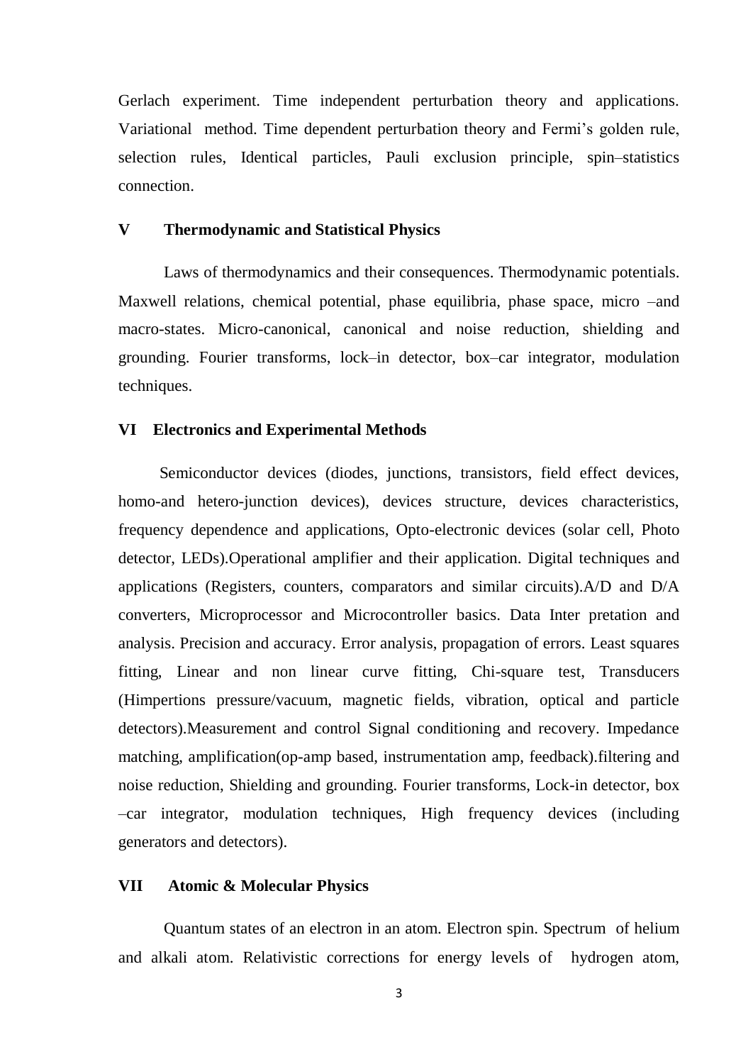Gerlach experiment. Time independent perturbation theory and applications. Variational method. Time dependent perturbation theory and Fermi's golden rule, selection rules, Identical particles, Pauli exclusion principle, spin–statistics connection.

## V Thermodynamic and Statistical Physics

Laws of thermodynamics and their consequences. Thermodynamic potentials. Maxwell relations, chemical potential, phase equilibria, phase space, micro –and macro-states. Micro-canonical, canonical and noise reduction, shielding and grounding. Fourier transforms, lock–in detector, box–car integrator, modulation techniques.

## VI Electronics and Experimental Methods

Semiconductor devices (diodes, junctions, transistors, field effect devices, homo-and hetero-junction devices), devices structure, devices characteristics, frequency dependence and applications, Opto-electronic devices (solar cell, Photo detector, LEDs).Operational amplifier and their application. Digital techniques and applications (Registers, counters, comparators and similar circuits).A/D and D/A converters, Microprocessor and Microcontroller basics. Data Inter pretation and analysis. Precision and accuracy. Error analysis, propagation of errors. Least squares fitting, Linear and non linear curve fitting, Chi-square test, Transducers (Himpertions pressure/vacuum, magnetic fields, vibration, optical and particle detectors).Measurement and control Signal conditioning and recovery. Impedance matching, amplification(op-amp based, instrumentation amp, feedback).filtering and noise reduction, Shielding and grounding. Fourier transforms, Lock-in detector, box –car integrator, modulation techniques, High frequency devices (including generators and detectors).

## VII Atomic & Molecular Physics

Quantum states of an electron in an atom. Electron spin. Spectrum of helium and alkali atom. Relativistic corrections for energy levels of hydrogen atom,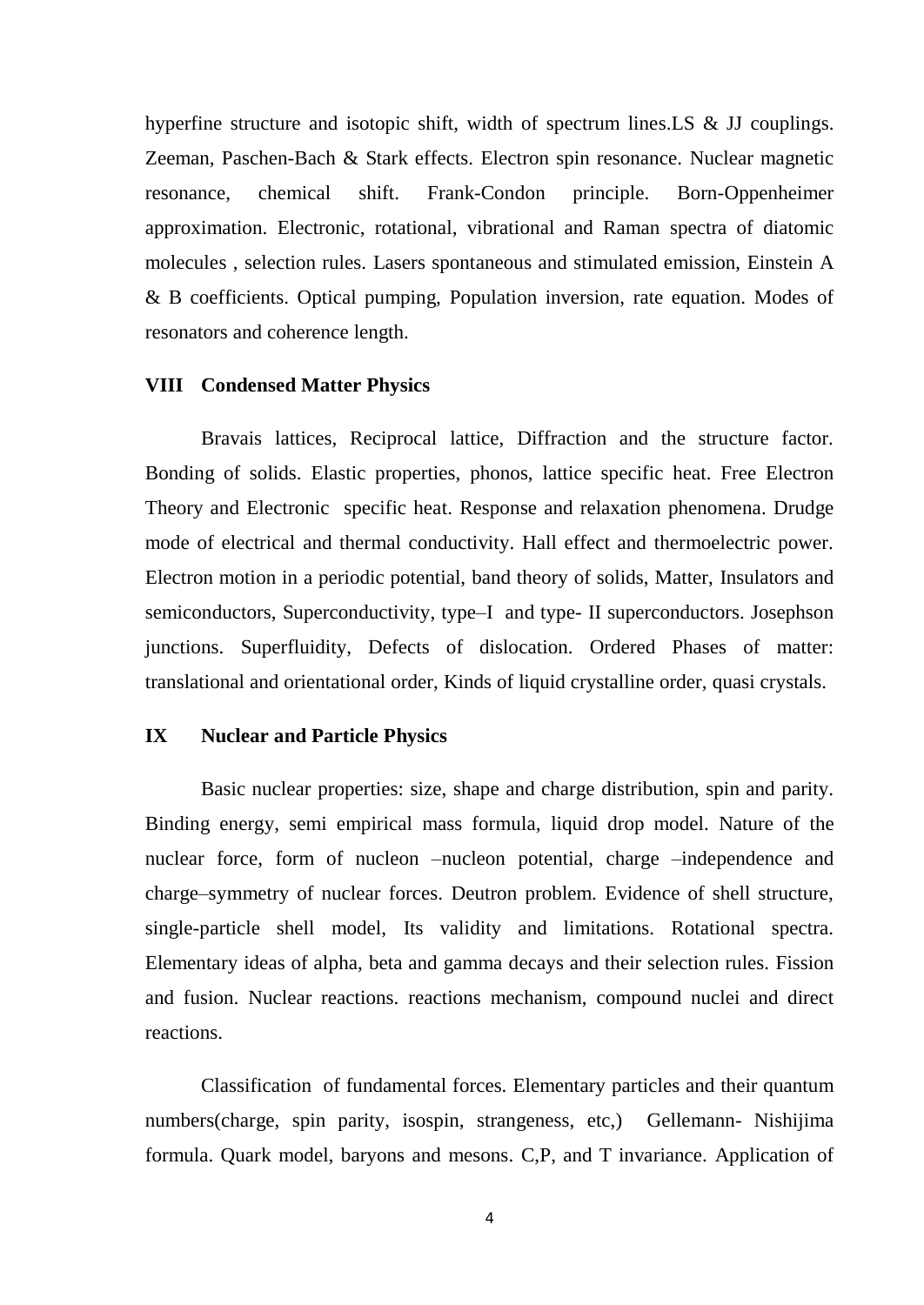hyperfine structure and isotopic shift, width of spectrum lines.LS & JJ couplings. Zeeman, Paschen-Bach & Stark effects. Electron spin resonance. Nuclear magnetic resonance, chemical shift. Frank-Condon principle. Born-Oppenheimer approximation. Electronic, rotational, vibrational and Raman spectra of diatomic molecules , selection rules. Lasers spontaneous and stimulated emission, Einstein A & B coefficients. Optical pumping, Population inversion, rate equation. Modes of resonators and coherence length.

### VIII Condensed Matter Physics

Bravais lattices, Reciprocal lattice, Diffraction and the structure factor. Bonding of solids. Elastic properties, phonos, lattice specific heat. Free Electron Theory and Electronic specific heat. Response and relaxation phenomena. Drudge mode of electrical and thermal conductivity. Hall effect and thermoelectric power. Electron motion in a periodic potential, band theory of solids, Matter, Insulators and semiconductors, Superconductivity, type–I and type- II superconductors. Josephson junctions. Superfluidity, Defects of dislocation. Ordered Phases of matter: translational and orientational order, Kinds of liquid crystalline order, quasi crystals.

### IX Nuclear and Particle Physics

Basic nuclear properties: size, shape and charge distribution, spin and parity. Binding energy, semi empirical mass formula, liquid drop model. Nature of the nuclear force, form of nucleon –nucleon potential, charge –independence and charge–symmetry of nuclear forces. Deutron problem. Evidence of shell structure, single-particle shell model, Its validity and limitations. Rotational spectra. Elementary ideas of alpha, beta and gamma decays and their selection rules. Fission and fusion. Nuclear reactions. reactions mechanism, compound nuclei and direct reactions.

Classification of fundamental forces. Elementary particles and their quantum numbers(charge, spin parity, isospin, strangeness, etc,) Gellemann- Nishijima formula. Quark model, baryons and mesons. C,P, and T invariance. Application of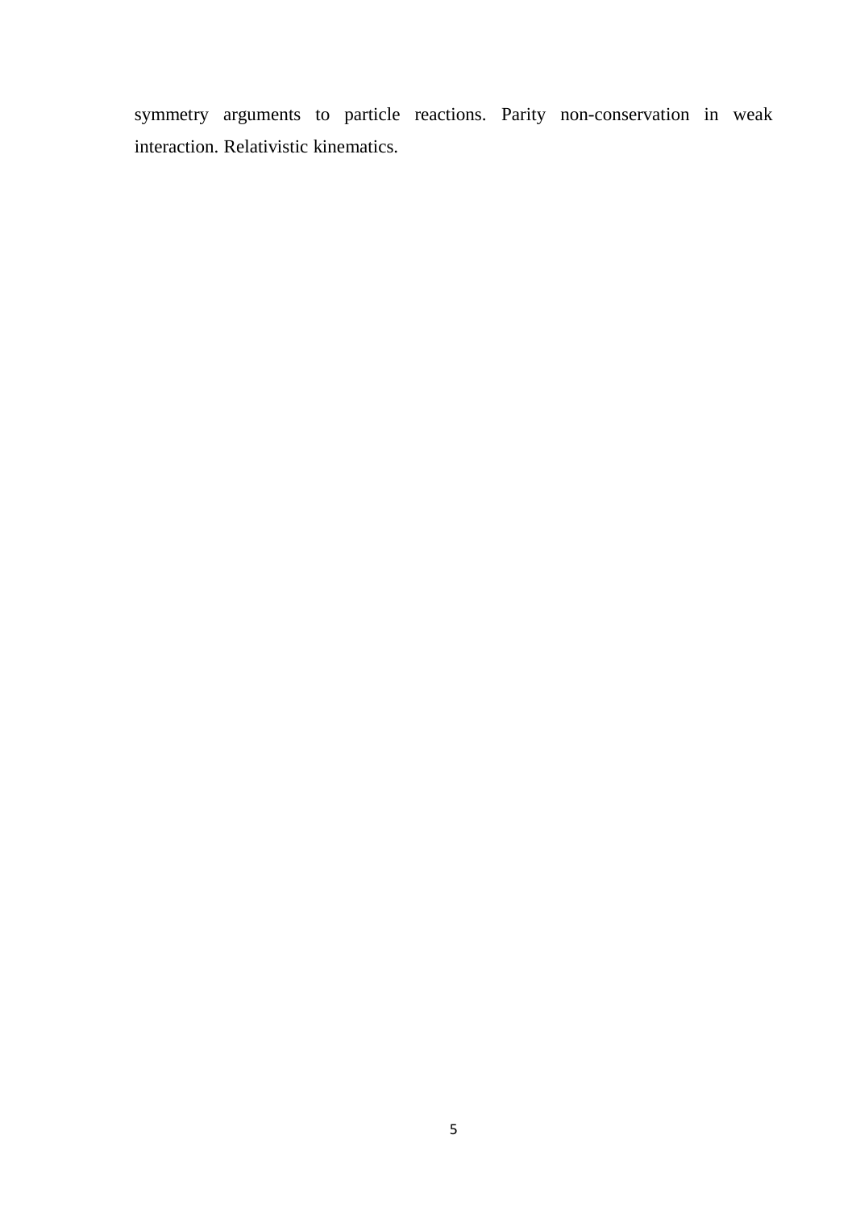symmetry arguments to particle reactions. Parity non-conservation in weak interaction. Relativistic kinematics.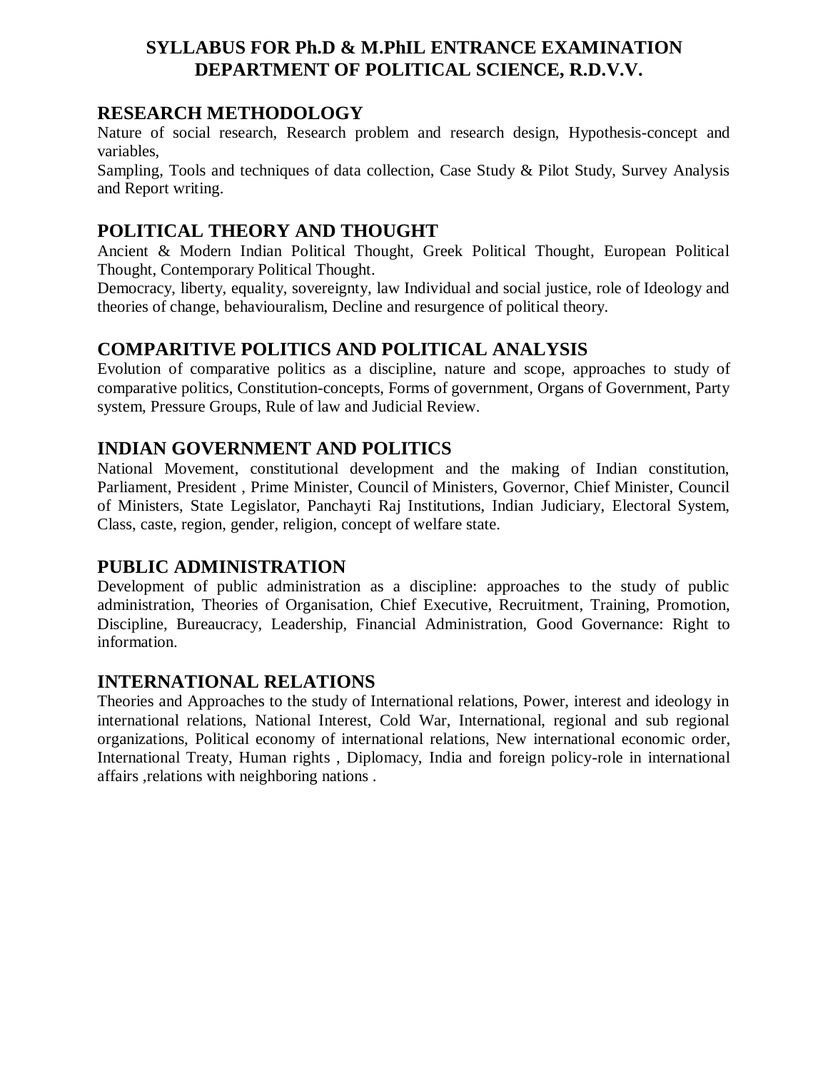# SYLLABUS FOR Ph.D & M.PhIL ENTRANCE EXAMINATION
# DEPARTMENT OF POLITICAL SCIENCE, R.D.V.V.

## RESEARCH METHODOLOGY

Nature of social research, Research problem and research design, Hypothesis-concept and variables,

Sampling, Tools and techniques of data collection, Case Study & Pilot Study, Survey Analysis and Report writing.

## POLITICAL THEORY AND THOUGHT

Ancient & Modern Indian Political Thought, Greek Political Thought, European Political Thought, Contemporary Political Thought.

Democracy, liberty, equality, sovereignty, law Individual and social justice, role of Ideology and theories of change, behaviouralism, Decline and resurgence of political theory.

## COMPARITIVE POLITICS AND POLITICAL ANALYSIS

Evolution of comparative politics as a discipline, nature and scope, approaches to study of comparative politics, Constitution-concepts, Forms of government, Organs of Government, Party system, Pressure Groups, Rule of law and Judicial Review.

## INDIAN GOVERNMENT AND POLITICS

National Movement, constitutional development and the making of Indian constitution, Parliament, President , Prime Minister, Council of Ministers, Governor, Chief Minister, Council of Ministers, State Legislator, Panchayti Raj Institutions, Indian Judiciary, Electoral System, Class, caste, region, gender, religion, concept of welfare state.

## PUBLIC ADMINISTRATION

Development of public administration as a discipline: approaches to the study of public administration, Theories of Organisation, Chief Executive, Recruitment, Training, Promotion, Discipline, Bureaucracy, Leadership, Financial Administration, Good Governance: Right to information.

## INTERNATIONAL RELATIONS

Theories and Approaches to the study of International relations, Power, interest and ideology in international relations, National Interest, Cold War, International, regional and sub regional organizations, Political economy of international relations, New international economic order, International Treaty, Human rights , Diplomacy, India and foreign policy-role in international affairs ,relations with neighboring nations .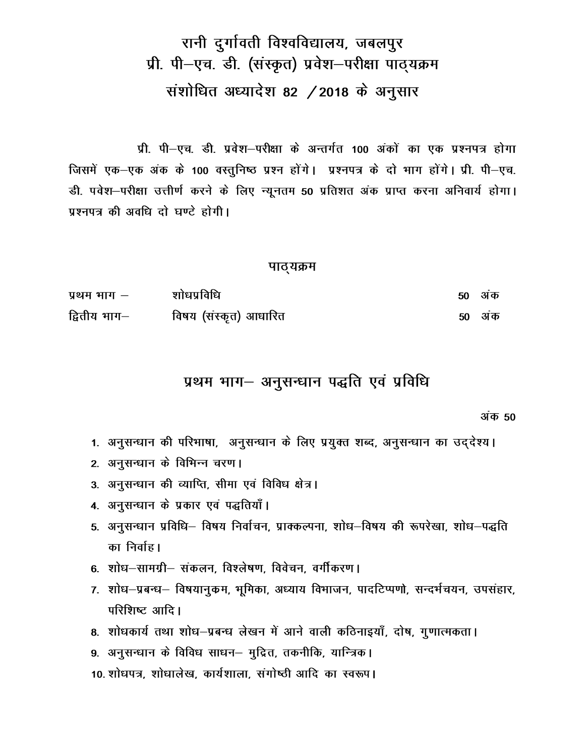# रानी दुर्गावती विश्वविद्यालय, जबलपुर
# प्री. पी–एच. डी. (संस्कृत) प्रवेश–परीक्षा पाठ्यक्रम
# संशोधित अध्यादेश 82 /2018 के अनुसार

प्री. पी–एच. डी. प्रवेश–परीक्षा के अन्तर्गत 100 अंकों का एक प्रश्नपत्र होगा जिसमें एक–एक अंक के 100 वस्तुनिष्ठ प्रश्न होंगे। प्रश्नपत्र के दो भाग होंगे। प्री. पी–एच. डी. पवेश–परीक्षा उत्तीर्ण करने के लिए न्यूनतम 50 प्रतिशत अंक प्राप्त करना अनिवार्य होगा। प्रश्नपत्र की अवधि दो घण्टे होगी।

## पाठ्यक्रम

| | | |
|---|---|---|
| प्रथम भाग – | शोधप्रविधि | 50 अंक |
| द्वितीय भाग– | विषय (संस्कृत) आधारित | 50 अंक |

## प्रथम भाग– अनुसन्धान पद्धति एवं प्रविधि

अंक 50

1. अनुसन्धान की परिभाषा, अनुसन्धान के लिए प्रयुक्त शब्द, अनुसन्धान का उद्देश्य।
2. अनुसन्धान के विभिन्न चरण।
3. अनुसन्धान की व्याप्ति, सीमा एवं विविध क्षेत्र।
4. अनुसन्धान के प्रकार एवं पद्धतियाँ।
5. अनुसन्धान प्रविधि– विषय निर्वाचन, प्राक्कल्पना, शोध–विषय की रूपरेखा, शोध–पद्धति का निर्वाह।
6. शोध–सामग्री– संकलन, विश्लेषण, विवेचन, वर्गीकरण।
7. शोध–प्रबन्ध– विषयानुक्रम, भूमिका, अध्याय विभाजन, पादटिप्पणो, सन्दर्भचयन, उपसंहार, परिशिष्ट आदि।
8. शोधकार्य तथा शोध–प्रबन्ध लेखन में आने वाली कठिनाइयाँ, दोष, गुणात्मकता।
9. अनुसन्धान के विविध साधन– मुद्रित, तकनीकि, यान्त्रिक।
10. शोधपत्र, शोधालेख, कार्यशाला, संगोष्ठी आदि का स्वरूप।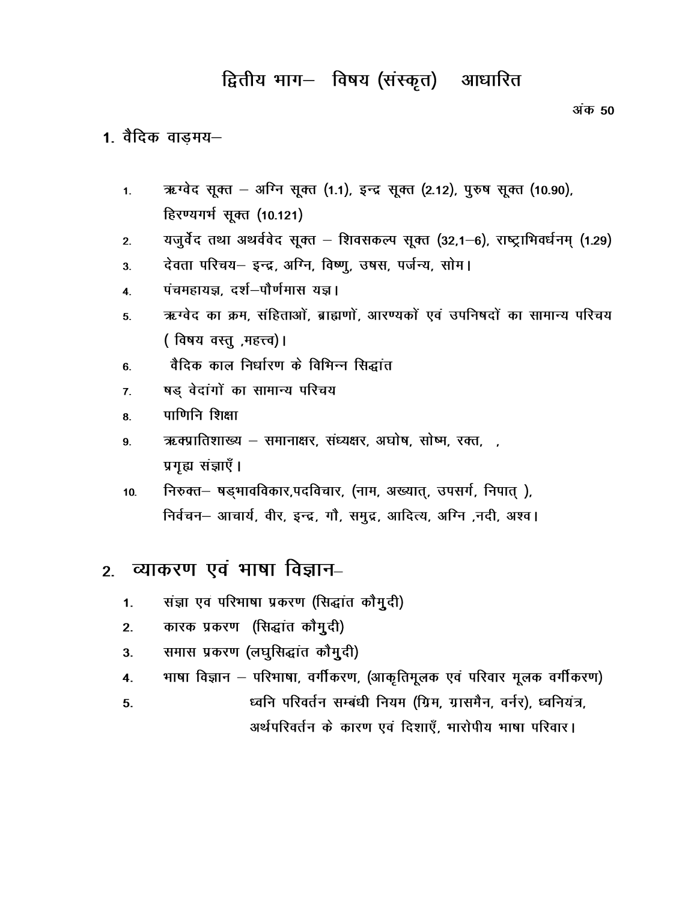# द्वितीय भाग– विषय (संस्कृत) आधारित

अंक 50

## 1. वैदिक वाड़मय–

1. ऋग्वेद सूक्त – अग्नि सूक्त (1.1), इन्द्र सूक्त (2.12), पुरुष सूक्त (10.90), हिरण्यगर्भ सूक्त (10.121)
2. यजुर्वेद तथा अथर्ववेद सूक्त – शिवसकल्प सूक्त (32,1–6), राष्ट्राभिवर्धनम् (1.29)
3. देवता परिचय– इन्द्र, अग्नि, विष्णु, उषस, पर्जन्य, सोम।
4. पंचमहायज्ञ, दर्श–पौर्णमास यज्ञ।
5. ऋग्वेद का क्रम, संहिताओं, ब्राह्मणों, आरण्यकों एवं उपनिषदों का सामान्य परिचय ( विषय वस्तु ,महत्त्व)।
6. वैदिक काल निर्धारण के विभिन्न सिद्धांत
7. षड् वेदांगों का सामान्य परिचय
8. पाणिनि शिक्षा
9. ऋक्प्रातिशाख्य – समानाक्षर, संध्यक्षर, अघोष, सोष्म, रक्त, , प्रगृह्य संज्ञाएँ।
10. निरुक्त– षड्भावविकार,पदविचार, (नाम, अख्यात्, उपसर्ग, निपात् ), निर्वचन– आचार्य, वीर, इन्द्र, गौ, समुद्र, आदित्य, अग्नि ,नदी, अश्व।

## 2. व्याकरण एवं भाषा विज्ञान–

1. संज्ञा एवं परिभाषा प्रकरण (सिद्धांत कौमुदी)
2. कारक प्रकरण (सिद्धांत कौमुदी)
3. समास प्रकरण (लघुसिद्धांत कौमुदी)
4. भाषा विज्ञान – परिभाषा, वर्गीकरण, (आकृतिमूलक एवं परिवार मूलक वर्गीकरण)
5. ध्वनि परिवर्तन सम्बंधी नियम (ग्रिम, ग्रासमैन, वर्नर), ध्वनियंत्र, अर्थपरिवर्तन के कारण एवं दिशाएँ, भारोपीय भाषा परिवार।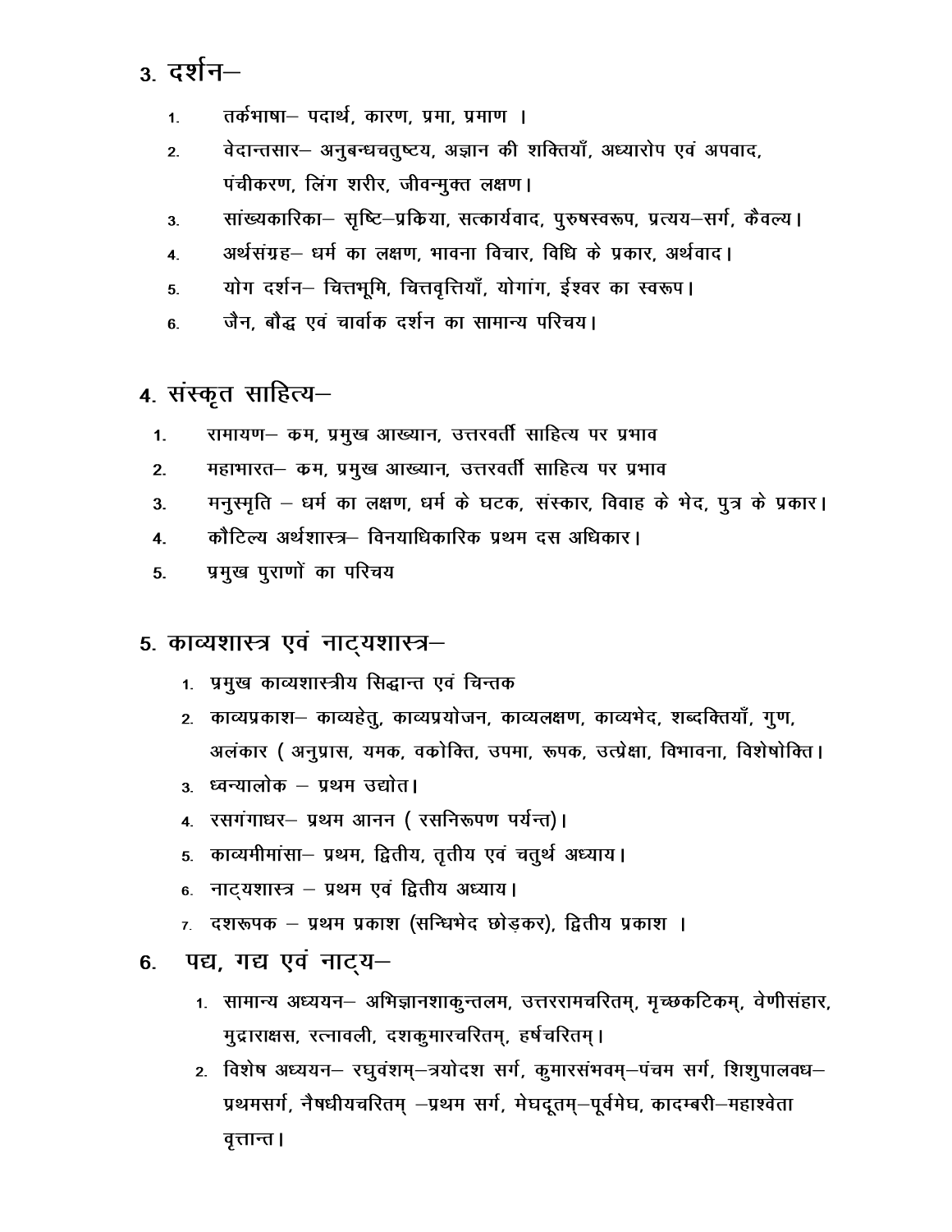## 3. दर्शन–

1. तर्कभाषा– पदार्थ, कारण, प्रमा, प्रमाण ।
2. वेदान्तसार– अनुबन्धचतुष्टय, अज्ञान की शक्तियाँ, अध्यारोप एवं अपवाद, पंचीकरण, लिंग शरीर, जीवन्मुक्त लक्षण।
3. सांख्यकारिका– सृष्टि–प्रकिया, सत्कार्यवाद, पुरुषस्वरूप, प्रत्यय–सर्ग, कैवल्य।
4. अर्थसंग्रह– धर्म का लक्षण, भावना विचार, विधि के प्रकार, अर्थवाद।
5. योग दर्शन– चित्तभूमि, चित्तवृत्तियाँ, योगांग, ईश्वर का स्वरूप।
6. जैन, बौद्ध एवं चार्वाक दर्शन का सामान्य परिचय।

## 4. संस्कृत साहित्य–

1. रामायण– कम, प्रमुख आख्यान, उत्तरवर्ती साहित्य पर प्रभाव
2. महाभारत– कम, प्रमुख आख्यान, उत्तरवर्ती साहित्य पर प्रभाव
3. मनुस्मृति – धर्म का लक्षण, धर्म के घटक, संस्कार, विवाह के भेद, पुत्र के प्रकार।
4. कौटिल्य अर्थशास्त्र– विनयाधिकारिक प्रथम दस अधिकार।
5. प्रमुख पुराणों का परिचय

## 5. काव्यशास्त्र एवं नाट्यशास्त्र–

1. प्रमुख काव्यशास्त्रीय सिद्धान्त एवं चिन्तक
2. काव्यप्रकाश– काव्यहेतु, काव्यप्रयोजन, काव्यलक्षण, काव्यभेद, शब्दक्तियाँ, गुण, अलंकार ( अनुप्रास, यमक, वक्रोक्ति, उपमा, रूपक, उत्प्रेक्षा, विभावना, विशेषोक्ति।
3. ध्वन्यालोक – प्रथम उद्योत।
4. रसगंगाधर– प्रथम आनन ( रसनिरूपण पर्यन्त)।
5. काव्यमीमांसा– प्रथम, द्वितीय, तृतीय एवं चतुर्थ अध्याय।
6. नाट्यशास्त्र – प्रथम एवं द्वितीय अध्याय।
7. दशरूपक – प्रथम प्रकाश (सन्धिभेद छोड़कर), द्वितीय प्रकाश ।

## 6. पद्य, गद्य एवं नाट्य–

1. सामान्य अध्ययन– अभिज्ञानशाकुन्तलम, उत्तररामचरितम्, मृच्छकटिकम्, वेणीसंहार, मुद्राराक्षस, रत्नावली, दशकुमारचरितम्, हर्षचरितम्।
2. विशेष अध्ययन– रघुवंशम्–त्रयोदश सर्ग, कुमारसंभवम्–पंचम सर्ग, शिशुपालवध–प्रथमसर्ग, नैषधीयचरितम् –प्रथम सर्ग, मेघदूतम्–पूर्वमेघ, कादम्बरी–महाश्वेता वृत्तान्त।